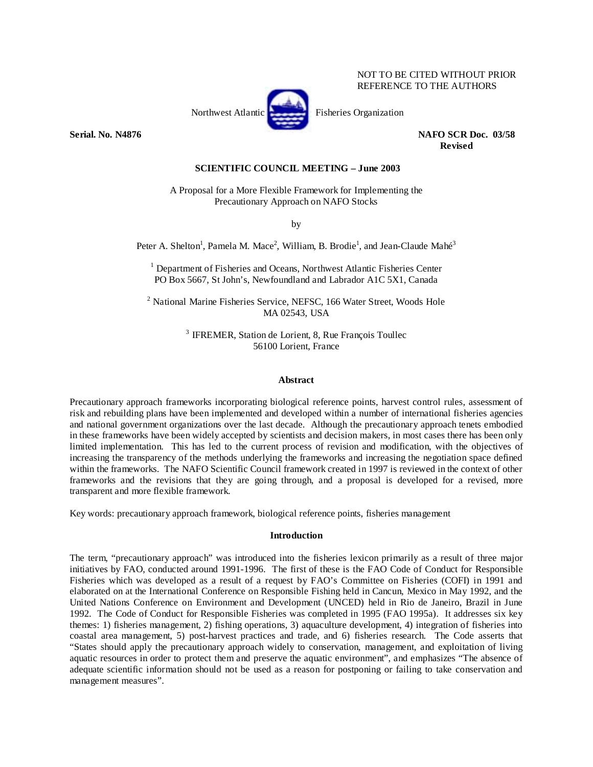NOT TO BE CITED WITHOUT PRIOR REFERENCE TO THE AUTHORS

Northwest Atlantic Fisheries Organization

**Serial. No. N4876** **NAFO SCR Doc. 03/58 Revised**

**SCIENTIFIC COUNCIL MEETING – June 2003**

A Proposal for a More Flexible Framework for Implementing the Precautionary Approach on NAFO Stocks

by

Peter A. Shelton[1], Pamela M. Mace[2], William, B. Brodie[1], and Jean-Claude Mahé[3]

[1] Department of Fisheries and Oceans, Northwest Atlantic Fisheries Center
PO Box 5667, St John's, Newfoundland and Labrador A1C 5X1, Canada

[2] National Marine Fisheries Service, NEFSC, 166 Water Street, Woods Hole
MA 02543, USA

[3] IFREMER, Station de Lorient, 8, Rue François Toullec
56100 Lorient, France

## Abstract

Precautionary approach frameworks incorporating biological reference points, harvest control rules, assessment of risk and rebuilding plans have been implemented and developed within a number of international fisheries agencies and national government organizations over the last decade. Although the precautionary approach tenets embodied in these frameworks have been widely accepted by scientists and decision makers, in most cases there has been only limited implementation. This has led to the current process of revision and modification, with the objectives of increasing the transparency of the methods underlying the frameworks and increasing the negotiation space defined within the frameworks. The NAFO Scientific Council framework created in 1997 is reviewed in the context of other frameworks and the revisions that they are going through, and a proposal is developed for a revised, more transparent and more flexible framework.

Key words: precautionary approach framework, biological reference points, fisheries management

## Introduction

The term, "precautionary approach" was introduced into the fisheries lexicon primarily as a result of three major initiatives by FAO, conducted around 1991-1996. The first of these is the FAO Code of Conduct for Responsible Fisheries which was developed as a result of a request by FAO's Committee on Fisheries (COFI) in 1991 and elaborated on at the International Conference on Responsible Fishing held in Cancun, Mexico in May 1992, and the United Nations Conference on Environment and Development (UNCED) held in Rio de Janeiro, Brazil in June 1992. The Code of Conduct for Responsible Fisheries was completed in 1995 (FAO 1995a). It addresses six key themes: 1) fisheries management, 2) fishing operations, 3) aquaculture development, 4) integration of fisheries into coastal area management, 5) post-harvest practices and trade, and 6) fisheries research. The Code asserts that "States should apply the precautionary approach widely to conservation, management, and exploitation of living aquatic resources in order to protect them and preserve the aquatic environment", and emphasizes "The absence of adequate scientific information should not be used as a reason for postponing or failing to take conservation and management measures".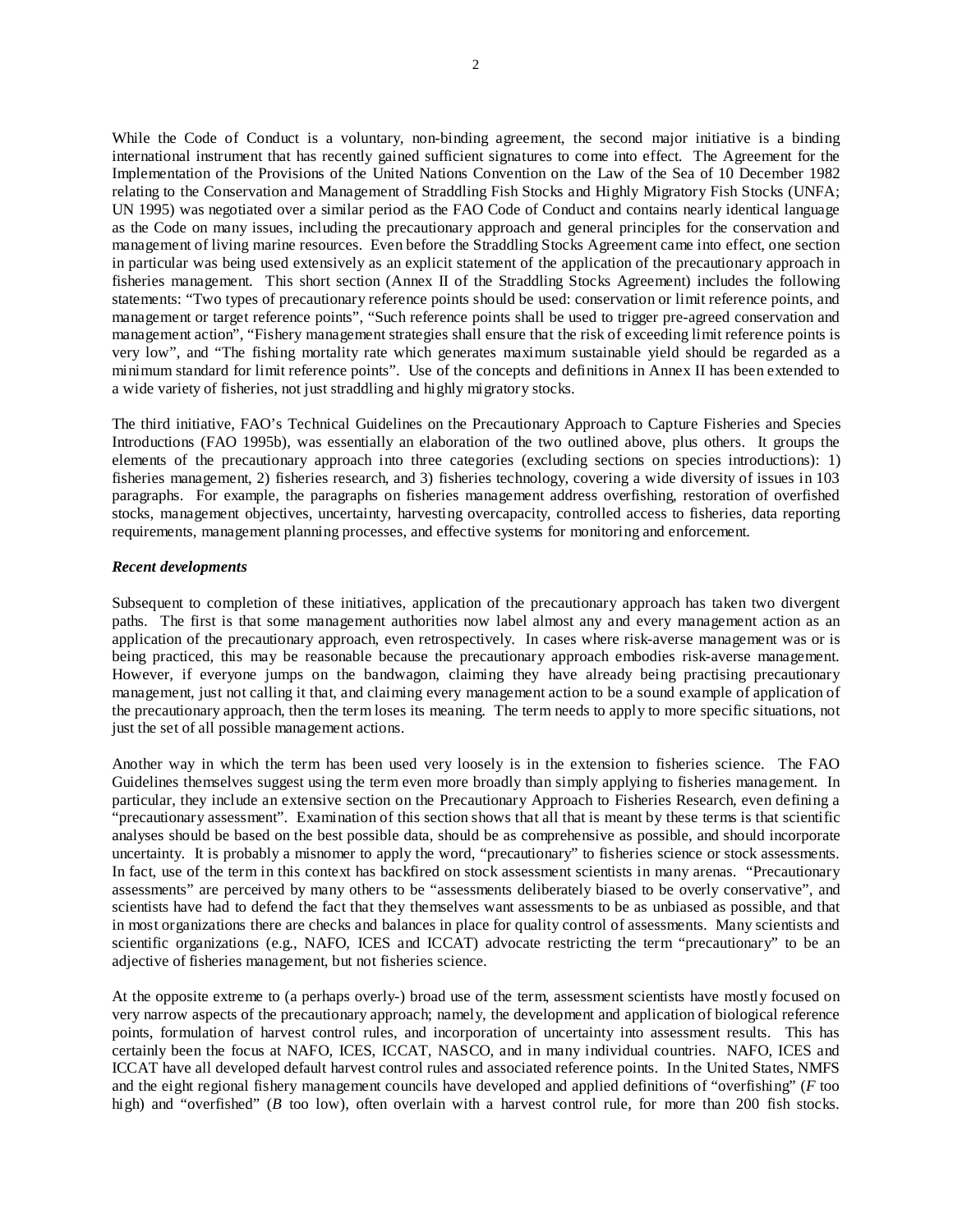While the Code of Conduct is a voluntary, non-binding agreement, the second major initiative is a binding international instrument that has recently gained sufficient signatures to come into effect. The Agreement for the Implementation of the Provisions of the United Nations Convention on the Law of the Sea of 10 December 1982 relating to the Conservation and Management of Straddling Fish Stocks and Highly Migratory Fish Stocks (UNFA; UN 1995) was negotiated over a similar period as the FAO Code of Conduct and contains nearly identical language as the Code on many issues, including the precautionary approach and general principles for the conservation and management of living marine resources. Even before the Straddling Stocks Agreement came into effect, one section in particular was being used extensively as an explicit statement of the application of the precautionary approach in fisheries management. This short section (Annex II of the Straddling Stocks Agreement) includes the following statements: "Two types of precautionary reference points should be used: conservation or limit reference points, and management or target reference points", "Such reference points shall be used to trigger pre-agreed conservation and management action", "Fishery management strategies shall ensure that the risk of exceeding limit reference points is very low", and "The fishing mortality rate which generates maximum sustainable yield should be regarded as a minimum standard for limit reference points". Use of the concepts and definitions in Annex II has been extended to a wide variety of fisheries, not just straddling and highly migratory stocks.

The third initiative, FAO's Technical Guidelines on the Precautionary Approach to Capture Fisheries and Species Introductions (FAO 1995b), was essentially an elaboration of the two outlined above, plus others. It groups the elements of the precautionary approach into three categories (excluding sections on species introductions): 1) fisheries management, 2) fisheries research, and 3) fisheries technology, covering a wide diversity of issues in 103 paragraphs. For example, the paragraphs on fisheries management address overfishing, restoration of overfished stocks, management objectives, uncertainty, harvesting overcapacity, controlled access to fisheries, data reporting requirements, management planning processes, and effective systems for monitoring and enforcement.

### *Recent developments*

Subsequent to completion of these initiatives, application of the precautionary approach has taken two divergent paths. The first is that some management authorities now label almost any and every management action as an application of the precautionary approach, even retrospectively. In cases where risk-averse management was or is being practiced, this may be reasonable because the precautionary approach embodies risk-averse management. However, if everyone jumps on the bandwagon, claiming they have already being practising precautionary management, just not calling it that, and claiming every management action to be a sound example of application of the precautionary approach, then the term loses its meaning. The term needs to apply to more specific situations, not just the set of all possible management actions.

Another way in which the term has been used very loosely is in the extension to fisheries science. The FAO Guidelines themselves suggest using the term even more broadly than simply applying to fisheries management. In particular, they include an extensive section on the Precautionary Approach to Fisheries Research, even defining a "precautionary assessment". Examination of this section shows that all that is meant by these terms is that scientific analyses should be based on the best possible data, should be as comprehensive as possible, and should incorporate uncertainty. It is probably a misnomer to apply the word, "precautionary" to fisheries science or stock assessments. In fact, use of the term in this context has backfired on stock assessment scientists in many arenas. "Precautionary assessments" are perceived by many others to be "assessments deliberately biased to be overly conservative", and scientists have had to defend the fact that they themselves want assessments to be as unbiased as possible, and that in most organizations there are checks and balances in place for quality control of assessments. Many scientists and scientific organizations (e.g., NAFO, ICES and ICCAT) advocate restricting the term "precautionary" to be an adjective of fisheries management, but not fisheries science.

At the opposite extreme to (a perhaps overly-) broad use of the term, assessment scientists have mostly focused on very narrow aspects of the precautionary approach; namely, the development and application of biological reference points, formulation of harvest control rules, and incorporation of uncertainty into assessment results. This has certainly been the focus at NAFO, ICES, ICCAT, NASCO, and in many individual countries. NAFO, ICES and ICCAT have all developed default harvest control rules and associated reference points. In the United States, NMFS and the eight regional fishery management councils have developed and applied definitions of "overfishing" ($F$ too high) and "overfished" ($B$ too low), often overlain with a harvest control rule, for more than 200 fish stocks.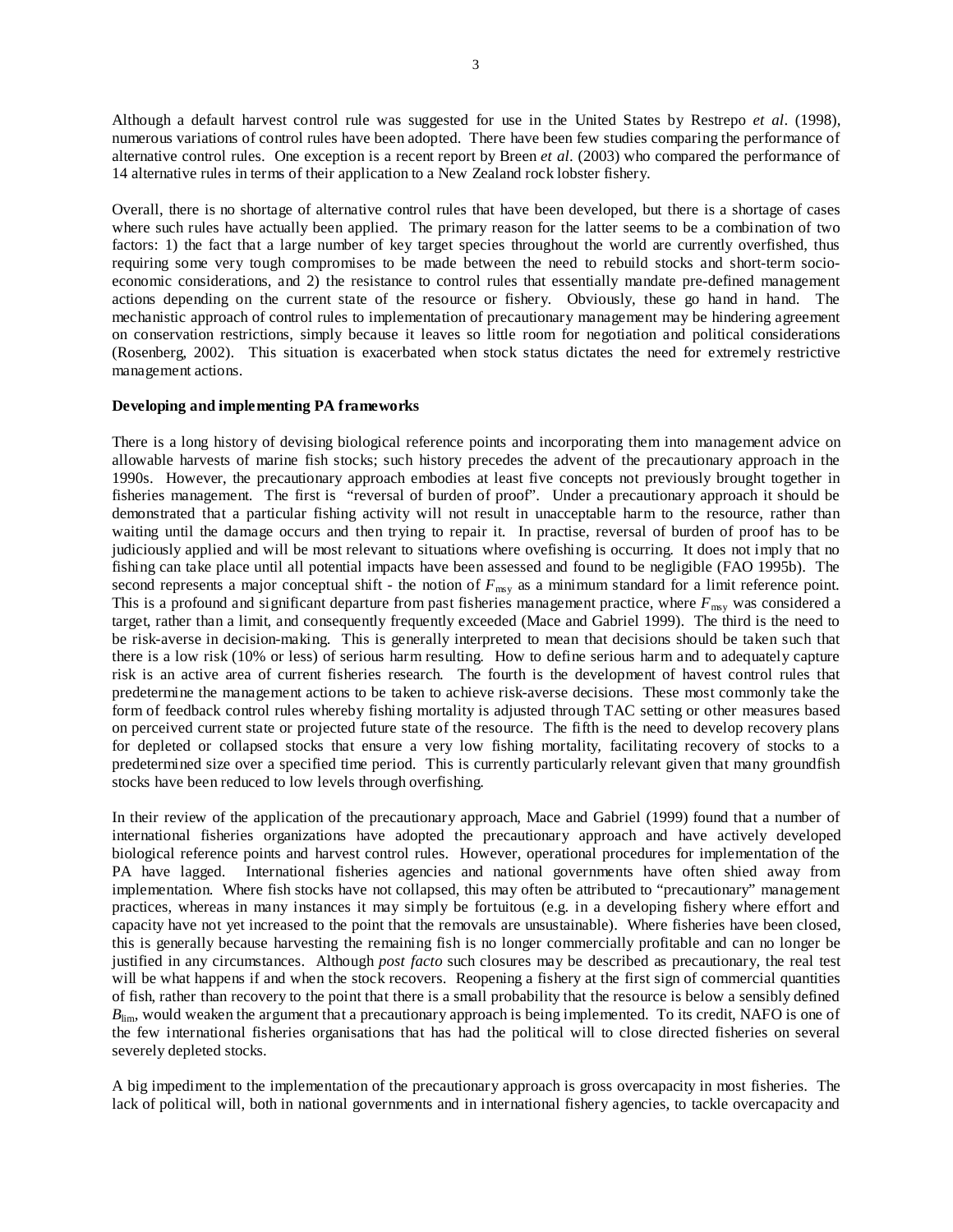Although a default harvest control rule was suggested for use in the United States by Restrepo *et al*. (1998), numerous variations of control rules have been adopted. There have been few studies comparing the performance of alternative control rules. One exception is a recent report by Breen *et al*. (2003) who compared the performance of 14 alternative rules in terms of their application to a New Zealand rock lobster fishery.

Overall, there is no shortage of alternative control rules that have been developed, but there is a shortage of cases where such rules have actually been applied. The primary reason for the latter seems to be a combination of two factors: 1) the fact that a large number of key target species throughout the world are currently overfished, thus requiring some very tough compromises to be made between the need to rebuild stocks and short-term socio-economic considerations, and 2) the resistance to control rules that essentially mandate pre-defined management actions depending on the current state of the resource or fishery. Obviously, these go hand in hand. The mechanistic approach of control rules to implementation of precautionary management may be hindering agreement on conservation restrictions, simply because it leaves so little room for negotiation and political considerations (Rosenberg, 2002). This situation is exacerbated when stock status dictates the need for extremely restrictive management actions.

**Developing and implementing PA frameworks**

There is a long history of devising biological reference points and incorporating them into management advice on allowable harvests of marine fish stocks; such history precedes the advent of the precautionary approach in the 1990s. However, the precautionary approach embodies at least five concepts not previously brought together in fisheries management. The first is "reversal of burden of proof". Under a precautionary approach it should be demonstrated that a particular fishing activity will not result in unacceptable harm to the resource, rather than waiting until the damage occurs and then trying to repair it. In practise, reversal of burden of proof has to be judiciously applied and will be most relevant to situations where ovefishing is occurring. It does not imply that no fishing can take place until all potential impacts have been assessed and found to be negligible (FAO 1995b). The second represents a major conceptual shift - the notion of $F_{msy}$ as a minimum standard for a limit reference point. This is a profound and significant departure from past fisheries management practice, where $F_{msy}$ was considered a target, rather than a limit, and consequently frequently exceeded (Mace and Gabriel 1999). The third is the need to be risk-averse in decision-making. This is generally interpreted to mean that decisions should be taken such that there is a low risk (10% or less) of serious harm resulting. How to define serious harm and to adequately capture risk is an active area of current fisheries research. The fourth is the development of havest control rules that predetermine the management actions to be taken to achieve risk-averse decisions. These most commonly take the form of feedback control rules whereby fishing mortality is adjusted through TAC setting or other measures based on perceived current state or projected future state of the resource. The fifth is the need to develop recovery plans for depleted or collapsed stocks that ensure a very low fishing mortality, facilitating recovery of stocks to a predetermined size over a specified time period. This is currently particularly relevant given that many groundfish stocks have been reduced to low levels through overfishing.

In their review of the application of the precautionary approach, Mace and Gabriel (1999) found that a number of international fisheries organizations have adopted the precautionary approach and have actively developed biological reference points and harvest control rules. However, operational procedures for implementation of the PA have lagged. International fisheries agencies and national governments have often shied away from implementation. Where fish stocks have not collapsed, this may often be attributed to "precautionary" management practices, whereas in many instances it may simply be fortuitous (e.g. in a developing fishery where effort and capacity have not yet increased to the point that the removals are unsustainable). Where fisheries have been closed, this is generally because harvesting the remaining fish is no longer commercially profitable and can no longer be justified in any circumstances. Although *post facto* such closures may be described as precautionary, the real test will be what happens if and when the stock recovers. Reopening a fishery at the first sign of commercial quantities of fish, rather than recovery to the point that there is a small probability that the resource is below a sensibly defined $B_{lim}$, would weaken the argument that a precautionary approach is being implemented. To its credit, NAFO is one of the few international fisheries organisations that has had the political will to close directed fisheries on several severely depleted stocks.

A big impediment to the implementation of the precautionary approach is gross overcapacity in most fisheries. The lack of political will, both in national governments and in international fishery agencies, to tackle overcapacity and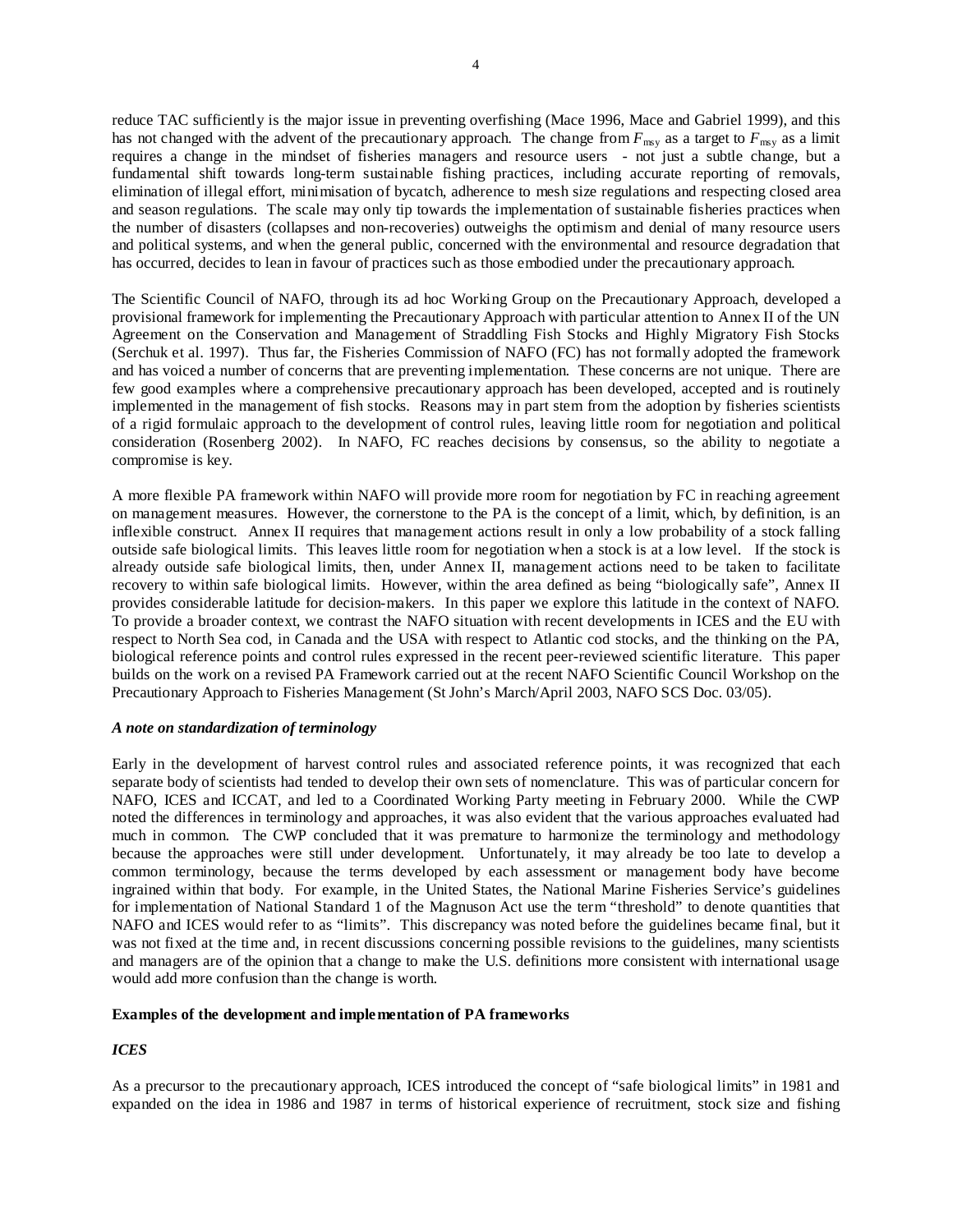reduce TAC sufficiently is the major issue in preventing overfishing (Mace 1996, Mace and Gabriel 1999), and this has not changed with the advent of the precautionary approach. The change from $F_{msy}$ as a target to $F_{msy}$ as a limit requires a change in the mindset of fisheries managers and resource users - not just a subtle change, but a fundamental shift towards long-term sustainable fishing practices, including accurate reporting of removals, elimination of illegal effort, minimisation of bycatch, adherence to mesh size regulations and respecting closed area and season regulations. The scale may only tip towards the implementation of sustainable fisheries practices when the number of disasters (collapses and non-recoveries) outweighs the optimism and denial of many resource users and political systems, and when the general public, concerned with the environmental and resource degradation that has occurred, decides to lean in favour of practices such as those embodied under the precautionary approach.

The Scientific Council of NAFO, through its ad hoc Working Group on the Precautionary Approach, developed a provisional framework for implementing the Precautionary Approach with particular attention to Annex II of the UN Agreement on the Conservation and Management of Straddling Fish Stocks and Highly Migratory Fish Stocks (Serchuk et al. 1997). Thus far, the Fisheries Commission of NAFO (FC) has not formally adopted the framework and has voiced a number of concerns that are preventing implementation. These concerns are not unique. There are few good examples where a comprehensive precautionary approach has been developed, accepted and is routinely implemented in the management of fish stocks. Reasons may in part stem from the adoption by fisheries scientists of a rigid formulaic approach to the development of control rules, leaving little room for negotiation and political consideration (Rosenberg 2002). In NAFO, FC reaches decisions by consensus, so the ability to negotiate a compromise is key.

A more flexible PA framework within NAFO will provide more room for negotiation by FC in reaching agreement on management measures. However, the cornerstone to the PA is the concept of a limit, which, by definition, is an inflexible construct. Annex II requires that management actions result in only a low probability of a stock falling outside safe biological limits. This leaves little room for negotiation when a stock is at a low level. If the stock is already outside safe biological limits, then, under Annex II, management actions need to be taken to facilitate recovery to within safe biological limits. However, within the area defined as being "biologically safe", Annex II provides considerable latitude for decision-makers. In this paper we explore this latitude in the context of NAFO. To provide a broader context, we contrast the NAFO situation with recent developments in ICES and the EU with respect to North Sea cod, in Canada and the USA with respect to Atlantic cod stocks, and the thinking on the PA, biological reference points and control rules expressed in the recent peer-reviewed scientific literature. This paper builds on the work on a revised PA Framework carried out at the recent NAFO Scientific Council Workshop on the Precautionary Approach to Fisheries Management (St John's March/April 2003, NAFO SCS Doc. 03/05).

### *A note on standardization of terminology*

Early in the development of harvest control rules and associated reference points, it was recognized that each separate body of scientists had tended to develop their own sets of nomenclature. This was of particular concern for NAFO, ICES and ICCAT, and led to a Coordinated Working Party meeting in February 2000. While the CWP noted the differences in terminology and approaches, it was also evident that the various approaches evaluated had much in common. The CWP concluded that it was premature to harmonize the terminology and methodology because the approaches were still under development. Unfortunately, it may already be too late to develop a common terminology, because the terms developed by each assessment or management body have become ingrained within that body. For example, in the United States, the National Marine Fisheries Service's guidelines for implementation of National Standard 1 of the Magnuson Act use the term "threshold" to denote quantities that NAFO and ICES would refer to as "limits". This discrepancy was noted before the guidelines became final, but it was not fixed at the time and, in recent discussions concerning possible revisions to the guidelines, many scientists and managers are of the opinion that a change to make the U.S. definitions more consistent with international usage would add more confusion than the change is worth.

## Examples of the development and implementation of PA frameworks

### *ICES*

As a precursor to the precautionary approach, ICES introduced the concept of "safe biological limits" in 1981 and expanded on the idea in 1986 and 1987 in terms of historical experience of recruitment, stock size and fishing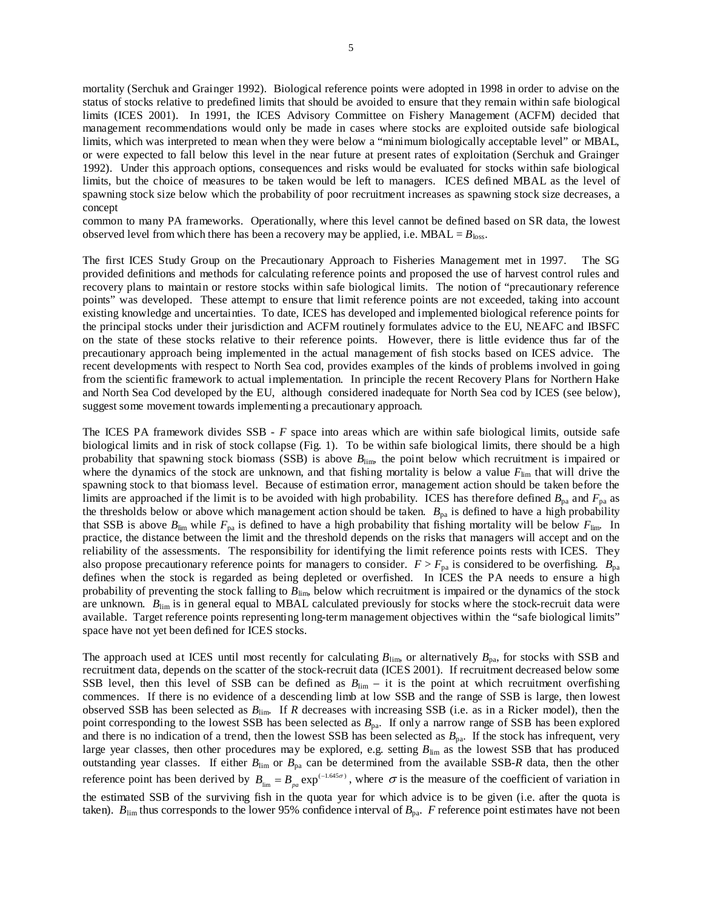mortality (Serchuk and Grainger 1992). Biological reference points were adopted in 1998 in order to advise on the status of stocks relative to predefined limits that should be avoided to ensure that they remain within safe biological limits (ICES 2001). In 1991, the ICES Advisory Committee on Fishery Management (ACFM) decided that management recommendations would only be made in cases where stocks are exploited outside safe biological limits, which was interpreted to mean when they were below a "minimum biologically acceptable level" or MBAL, or were expected to fall below this level in the near future at present rates of exploitation (Serchuk and Grainger 1992). Under this approach options, consequences and risks would be evaluated for stocks within safe biological limits, but the choice of measures to be taken would be left to managers. ICES defined MBAL as the level of spawning stock size below which the probability of poor recruitment increases as spawning stock size decreases, a concept

common to many PA frameworks. Operationally, where this level cannot be defined based on SR data, the lowest observed level from which there has been a recovery may be applied, i.e. MBAL = $B_{loss}$.

The first ICES Study Group on the Precautionary Approach to Fisheries Management met in 1997. The SG provided definitions and methods for calculating reference points and proposed the use of harvest control rules and recovery plans to maintain or restore stocks within safe biological limits. The notion of "precautionary reference points" was developed. These attempt to ensure that limit reference points are not exceeded, taking into account existing knowledge and uncertainties. To date, ICES has developed and implemented biological reference points for the principal stocks under their jurisdiction and ACFM routinely formulates advice to the EU, NEAFC and IBSFC on the state of these stocks relative to their reference points. However, there is little evidence thus far of the precautionary approach being implemented in the actual management of fish stocks based on ICES advice. The recent developments with respect to North Sea cod, provides examples of the kinds of problems involved in going from the scientific framework to actual implementation. In principle the recent Recovery Plans for Northern Hake and North Sea Cod developed by the EU, although considered inadequate for North Sea cod by ICES (see below), suggest some movement towards implementing a precautionary approach.

The ICES PA framework divides SSB - $F$ space into areas which are within safe biological limits, outside safe biological limits and in risk of stock collapse (Fig. 1). To be within safe biological limits, there should be a high probability that spawning stock biomass (SSB) is above $B_{lim}$, the point below which recruitment is impaired or where the dynamics of the stock are unknown, and that fishing mortality is below a value $F_{lim}$ that will drive the spawning stock to that biomass level. Because of estimation error, management action should be taken before the limits are approached if the limit is to be avoided with high probability. ICES has therefore defined $B_{pa}$ and $F_{pa}$ as the thresholds below or above which management action should be taken. $B_{pa}$ is defined to have a high probability that SSB is above $B_{lim}$ while $F_{pa}$ is defined to have a high probability that fishing mortality will be below $F_{lim}$. In practice, the distance between the limit and the threshold depends on the risks that managers will accept and on the reliability of the assessments. The responsibility for identifying the limit reference points rests with ICES. They also propose precautionary reference points for managers to consider. $F > F_{pa}$ is considered to be overfishing. $B_{pa}$ defines when the stock is regarded as being depleted or overfished. In ICES the PA needs to ensure a high probability of preventing the stock falling to $B_{lim}$, below which recruitment is impaired or the dynamics of the stock are unknown. $B_{lim}$ is in general equal to MBAL calculated previously for stocks where the stock-recruit data were available. Target reference points representing long-term management objectives within the "safe biological limits" space have not yet been defined for ICES stocks.

The approach used at ICES until most recently for calculating $B_{lim}$, or alternatively $B_{pa}$, for stocks with SSB and recruitment data, depends on the scatter of the stock-recruit data (ICES 2001). If recruitment decreased below some SSB level, then this level of SSB can be defined as $B_{lim}$ – it is the point at which recruitment overfishing commences. If there is no evidence of a descending limb at low SSB and the range of SSB is large, then lowest observed SSB has been selected as $B_{lim}$. If $R$ decreases with increasing SSB (i.e. as in a Ricker model), then the point corresponding to the lowest SSB has been selected as $B_{pa}$. If only a narrow range of SSB has been explored and there is no indication of a trend, then the lowest SSB has been selected as $B_{pa}$. If the stock has infrequent, very large year classes, then other procedures may be explored, e.g. setting $B_{lim}$ as the lowest SSB that has produced outstanding year classes. If either $B_{lim}$ or $B_{pa}$ can be determined from the available SSB-$R$ data, then the other reference point has been derived by $B_{lim} = B_{pa}\exp^{(-1.645\sigma)}$, where $\sigma$ is the measure of the coefficient of variation in the estimated SSB of the surviving fish in the quota year for which advice is to be given (i.e. after the quota is taken). $B_{lim}$ thus corresponds to the lower 95% confidence interval of $B_{pa}$. $F$ reference point estimates have not been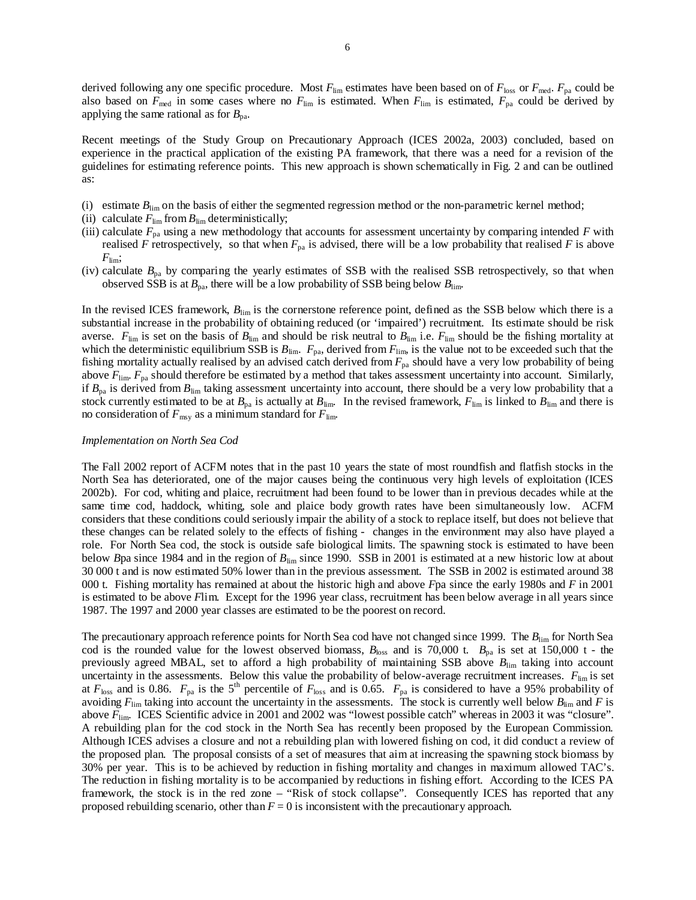derived following any one specific procedure. Most $F_{lim}$ estimates have been based on of $F_{loss}$ or $F_{med}$. $F_{pa}$ could be also based on $F_{med}$ in some cases where no $F_{lim}$ is estimated. When $F_{lim}$ is estimated, $F_{pa}$ could be derived by applying the same rational as for $B_{pa}$.

Recent meetings of the Study Group on Precautionary Approach (ICES 2002a, 2003) concluded, based on experience in the practical application of the existing PA framework, that there was a need for a revision of the guidelines for estimating reference points. This new approach is shown schematically in Fig. 2 and can be outlined as:

(i) estimate $B_{lim}$ on the basis of either the segmented regression method or the non-parametric kernel method;
(ii) calculate $F_{lim}$ from $B_{lim}$ deterministically;
(iii) calculate $F_{pa}$ using a new methodology that accounts for assessment uncertainty by comparing intended $F$ with realised $F$ retrospectively, so that when $F_{pa}$ is advised, there will be a low probability that realised $F$ is above $F_{lim}$;
(iv) calculate $B_{pa}$ by comparing the yearly estimates of SSB with the realised SSB retrospectively, so that when observed SSB is at $B_{pa}$, there will be a low probability of SSB being below $B_{lim}$.

In the revised ICES framework, $B_{lim}$ is the cornerstone reference point, defined as the SSB below which there is a substantial increase in the probability of obtaining reduced (or 'impaired') recruitment. Its estimate should be risk averse. $F_{lim}$ is set on the basis of $B_{lim}$ and should be risk neutral to $B_{lim}$ i.e. $F_{lim}$ should be the fishing mortality at which the deterministic equilibrium SSB is $B_{lim}$. $F_{pa}$, derived from $F_{lim}$, is the value not to be exceeded such that the fishing mortality actually realised by an advised catch derived from $F_{pa}$ should have a very low probability of being above $F_{lim}$. $F_{pa}$ should therefore be estimated by a method that takes assessment uncertainty into account. Similarly, if $B_{pa}$ is derived from $B_{lim}$ taking assessment uncertainty into account, there should be a very low probability that a stock currently estimated to be at $B_{pa}$ is actually at $B_{lim}$. In the revised framework, $F_{lim}$ is linked to $B_{lim}$ and there is no consideration of $F_{msy}$ as a minimum standard for $F_{lim}$.

*Implementation on North Sea Cod*

The Fall 2002 report of ACFM notes that in the past 10 years the state of most roundfish and flatfish stocks in the North Sea has deteriorated, one of the major causes being the continuous very high levels of exploitation (ICES 2002b). For cod, whiting and plaice, recruitment had been found to be lower than in previous decades while at the same time cod, haddock, whiting, sole and plaice body growth rates have been simultaneously low. ACFM considers that these conditions could seriously impair the ability of a stock to replace itself, but does not believe that these changes can be related solely to the effects of fishing - changes in the environment may also have played a role. For North Sea cod, the stock is outside safe biological limits. The spawning stock is estimated to have been below *B*pa since 1984 and in the region of $B_{lim}$ since 1990. SSB in 2001 is estimated at a new historic low at about 30 000 t and is now estimated 50% lower than in the previous assessment. The SSB in 2002 is estimated around 38 000 t. Fishing mortality has remained at about the historic high and above *F*pa since the early 1980s and *F* in 2001 is estimated to be above *F*lim. Except for the 1996 year class, recruitment has been below average in all years since 1987. The 1997 and 2000 year classes are estimated to be the poorest on record.

The precautionary approach reference points for North Sea cod have not changed since 1999. The $B_{lim}$ for North Sea cod is the rounded value for the lowest observed biomass, $B_{loss}$ and is 70,000 t. $B_{pa}$ is set at 150,000 t - the previously agreed MBAL, set to afford a high probability of maintaining SSB above $B_{lim}$ taking into account uncertainty in the assessments. Below this value the probability of below-average recruitment increases. $F_{lim}$ is set at $F_{loss}$ and is 0.86. $F_{pa}$ is the $5^{th}$ percentile of $F_{loss}$ and is 0.65. $F_{pa}$ is considered to have a 95% probability of avoiding $F_{lim}$ taking into account the uncertainty in the assessments. The stock is currently well below $B_{lim}$ and $F$ is above $F_{lim}$. ICES Scientific advice in 2001 and 2002 was "lowest possible catch" whereas in 2003 it was "closure". A rebuilding plan for the cod stock in the North Sea has recently been proposed by the European Commission. Although ICES advises a closure and not a rebuilding plan with lowered fishing on cod, it did conduct a review of the proposed plan. The proposal consists of a set of measures that aim at increasing the spawning stock biomass by 30% per year. This is to be achieved by reduction in fishing mortality and changes in maximum allowed TAC's. The reduction in fishing mortality is to be accompanied by reductions in fishing effort. According to the ICES PA framework, the stock is in the red zone – "Risk of stock collapse". Consequently ICES has reported that any proposed rebuilding scenario, other than $F = 0$ is inconsistent with the precautionary approach.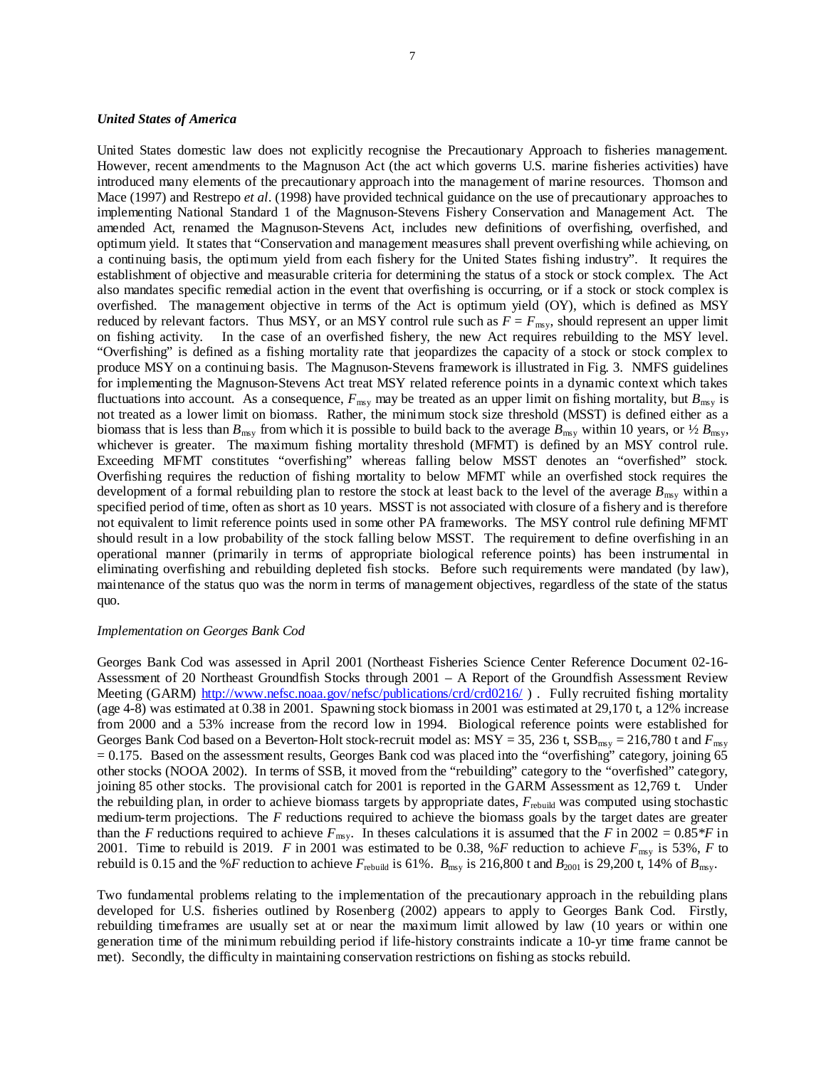### *United States of America*

United States domestic law does not explicitly recognise the Precautionary Approach to fisheries management. However, recent amendments to the Magnuson Act (the act which governs U.S. marine fisheries activities) have introduced many elements of the precautionary approach into the management of marine resources. Thomson and Mace (1997) and Restrepo *et al*. (1998) have provided technical guidance on the use of precautionary approaches to implementing National Standard 1 of the Magnuson-Stevens Fishery Conservation and Management Act. The amended Act, renamed the Magnuson-Stevens Act, includes new definitions of overfishing, overfished, and optimum yield. It states that "Conservation and management measures shall prevent overfishing while achieving, on a continuing basis, the optimum yield from each fishery for the United States fishing industry". It requires the establishment of objective and measurable criteria for determining the status of a stock or stock complex. The Act also mandates specific remedial action in the event that overfishing is occurring, or if a stock or stock complex is overfished. The management objective in terms of the Act is optimum yield (OY), which is defined as MSY reduced by relevant factors. Thus MSY, or an MSY control rule such as $F = F_{msy}$, should represent an upper limit on fishing activity. In the case of an overfished fishery, the new Act requires rebuilding to the MSY level. "Overfishing" is defined as a fishing mortality rate that jeopardizes the capacity of a stock or stock complex to produce MSY on a continuing basis. The Magnuson-Stevens framework is illustrated in Fig. 3. NMFS guidelines for implementing the Magnuson-Stevens Act treat MSY related reference points in a dynamic context which takes fluctuations into account. As a consequence, $F_{msy}$ may be treated as an upper limit on fishing mortality, but $B_{msy}$ is not treated as a lower limit on biomass. Rather, the minimum stock size threshold (MSST) is defined either as a biomass that is less than $B_{msy}$ from which it is possible to build back to the average $B_{msy}$ within 10 years, or ½ $B_{msy}$, whichever is greater. The maximum fishing mortality threshold (MFMT) is defined by an MSY control rule. Exceeding MFMT constitutes "overfishing" whereas falling below MSST denotes an "overfished" stock. Overfishing requires the reduction of fishing mortality to below MFMT while an overfished stock requires the development of a formal rebuilding plan to restore the stock at least back to the level of the average $B_{msy}$ within a specified period of time, often as short as 10 years. MSST is not associated with closure of a fishery and is therefore not equivalent to limit reference points used in some other PA frameworks. The MSY control rule defining MFMT should result in a low probability of the stock falling below MSST. The requirement to define overfishing in an operational manner (primarily in terms of appropriate biological reference points) has been instrumental in eliminating overfishing and rebuilding depleted fish stocks. Before such requirements were mandated (by law), maintenance of the status quo was the norm in terms of management objectives, regardless of the state of the status quo.

*Implementation on Georges Bank Cod*

Georges Bank Cod was assessed in April 2001 (Northeast Fisheries Science Center Reference Document 02-16- Assessment of 20 Northeast Groundfish Stocks through 2001 – A Report of the Groundfish Assessment Review Meeting (GARM) http://www.nefsc.noaa.gov/nefsc/publications/crd/crd0216/ ) . Fully recruited fishing mortality (age 4-8) was estimated at 0.38 in 2001. Spawning stock biomass in 2001 was estimated at 29,170 t, a 12% increase from 2000 and a 53% increase from the record low in 1994. Biological reference points were established for Georges Bank Cod based on a Beverton-Holt stock-recruit model as: MSY = 35, 236 t, $SSB_{msy}$ = 216,780 t and $F_{msy}$ = 0.175. Based on the assessment results, Georges Bank cod was placed into the "overfishing" category, joining 65 other stocks (NOOA 2002). In terms of SSB, it moved from the "rebuilding" category to the "overfished" category, joining 85 other stocks. The provisional catch for 2001 is reported in the GARM Assessment as 12,769 t. Under the rebuilding plan, in order to achieve biomass targets by appropriate dates, $F_{rebuild}$ was computed using stochastic medium-term projections. The $F$ reductions required to achieve the biomass goals by the target dates are greater than the $F$ reductions required to achieve $F_{msy}$. In theses calculations it is assumed that the $F$ in 2002 = 0.85*$F$ in 2001. Time to rebuild is 2019. $F$ in 2001 was estimated to be 0.38, %$F$ reduction to achieve $F_{msy}$ is 53%, $F$ to rebuild is 0.15 and the %$F$ reduction to achieve $F_{rebuild}$ is 61%. $B_{msy}$ is 216,800 t and $B_{2001}$ is 29,200 t, 14% of $B_{msy}$.

Two fundamental problems relating to the implementation of the precautionary approach in the rebuilding plans developed for U.S. fisheries outlined by Rosenberg (2002) appears to apply to Georges Bank Cod. Firstly, rebuilding timeframes are usually set at or near the maximum limit allowed by law (10 years or within one generation time of the minimum rebuilding period if life-history constraints indicate a 10-yr time frame cannot be met). Secondly, the difficulty in maintaining conservation restrictions on fishing as stocks rebuild.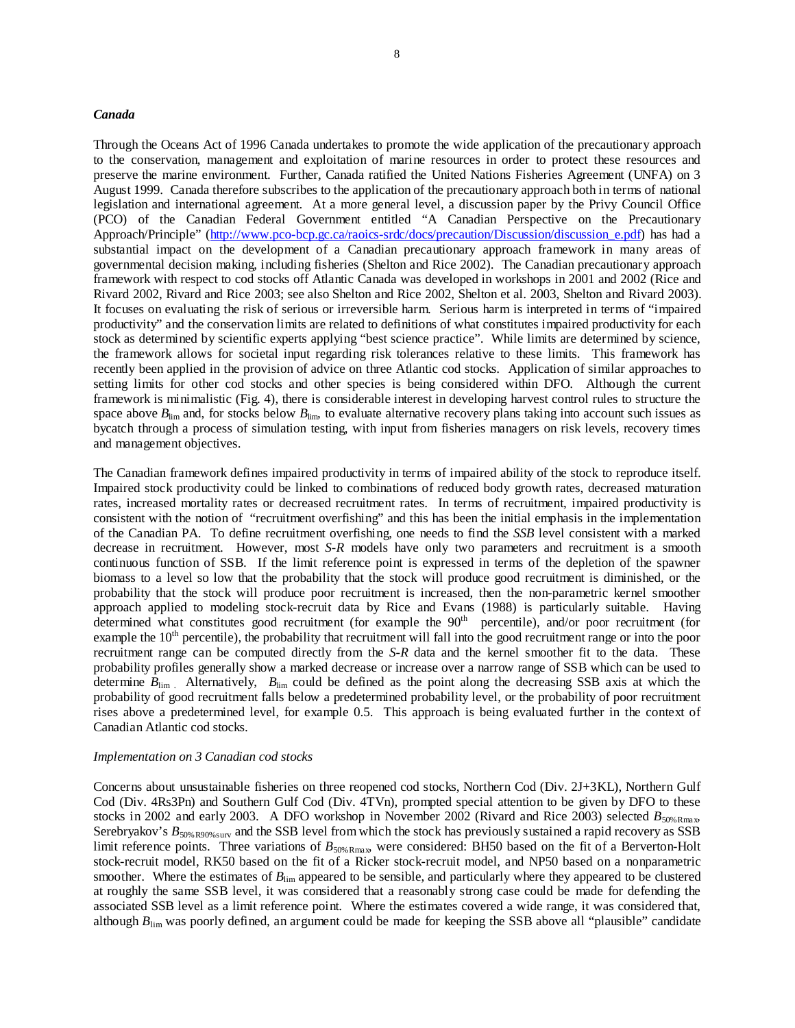### *Canada*

Through the Oceans Act of 1996 Canada undertakes to promote the wide application of the precautionary approach to the conservation, management and exploitation of marine resources in order to protect these resources and preserve the marine environment. Further, Canada ratified the United Nations Fisheries Agreement (UNFA) on 3 August 1999. Canada therefore subscribes to the application of the precautionary approach both in terms of national legislation and international agreement. At a more general level, a discussion paper by the Privy Council Office (PCO) of the Canadian Federal Government entitled "A Canadian Perspective on the Precautionary Approach/Principle" (http://www.pco-bcp.gc.ca/raoics-srdc/docs/precaution/Discussion/discussion_e.pdf) has had a substantial impact on the development of a Canadian precautionary approach framework in many areas of governmental decision making, including fisheries (Shelton and Rice 2002). The Canadian precautionary approach framework with respect to cod stocks off Atlantic Canada was developed in workshops in 2001 and 2002 (Rice and Rivard 2002, Rivard and Rice 2003; see also Shelton and Rice 2002, Shelton et al. 2003, Shelton and Rivard 2003). It focuses on evaluating the risk of serious or irreversible harm. Serious harm is interpreted in terms of "impaired productivity" and the conservation limits are related to definitions of what constitutes impaired productivity for each stock as determined by scientific experts applying "best science practice". While limits are determined by science, the framework allows for societal input regarding risk tolerances relative to these limits. This framework has recently been applied in the provision of advice on three Atlantic cod stocks. Application of similar approaches to setting limits for other cod stocks and other species is being considered within DFO. Although the current framework is minimalistic (Fig. 4), there is considerable interest in developing harvest control rules to structure the space above $B_{\text{lim}}$ and, for stocks below $B_{\text{lim}}$, to evaluate alternative recovery plans taking into account such issues as bycatch through a process of simulation testing, with input from fisheries managers on risk levels, recovery times and management objectives.

The Canadian framework defines impaired productivity in terms of impaired ability of the stock to reproduce itself. Impaired stock productivity could be linked to combinations of reduced body growth rates, decreased maturation rates, increased mortality rates or decreased recruitment rates. In terms of recruitment, impaired productivity is consistent with the notion of "recruitment overfishing" and this has been the initial emphasis in the implementation of the Canadian PA. To define recruitment overfishing, one needs to find the *SSB* level consistent with a marked decrease in recruitment. However, most *S-R* models have only two parameters and recruitment is a smooth continuous function of SSB. If the limit reference point is expressed in terms of the depletion of the spawner biomass to a level so low that the probability that the stock will produce good recruitment is diminished, or the probability that the stock will produce poor recruitment is increased, then the non-parametric kernel smoother approach applied to modeling stock-recruit data by Rice and Evans (1988) is particularly suitable. Having determined what constitutes good recruitment (for example the $90^{\text{th}}$ percentile), and/or poor recruitment (for example the $10^{\text{th}}$ percentile), the probability that recruitment will fall into the good recruitment range or into the poor recruitment range can be computed directly from the *S-R* data and the kernel smoother fit to the data. These probability profiles generally show a marked decrease or increase over a narrow range of SSB which can be used to determine $B_{\text{lim}}$ . Alternatively, $B_{\text{lim}}$ could be defined as the point along the decreasing SSB axis at which the probability of good recruitment falls below a predetermined probability level, or the probability of poor recruitment rises above a predetermined level, for example 0.5. This approach is being evaluated further in the context of Canadian Atlantic cod stocks.

#### *Implementation on 3 Canadian cod stocks*

Concerns about unsustainable fisheries on three reopened cod stocks, Northern Cod (Div. 2J+3KL), Northern Gulf Cod (Div. 4Rs3Pn) and Southern Gulf Cod (Div. 4TVn), prompted special attention to be given by DFO to these stocks in 2002 and early 2003. A DFO workshop in November 2002 (Rivard and Rice 2003) selected $B_{50\%\text{Rmax}}$, Serebryakov's $B_{50\%\text{R}90\%\text{surv}}$ and the SSB level from which the stock has previously sustained a rapid recovery as SSB limit reference points. Three variations of $B_{50\%\text{Rmax}}$, were considered: BH50 based on the fit of a Berverton-Holt stock-recruit model, RK50 based on the fit of a Ricker stock-recruit model, and NP50 based on a nonparametric smoother. Where the estimates of $B_{\text{lim}}$ appeared to be sensible, and particularly where they appeared to be clustered at roughly the same SSB level, it was considered that a reasonably strong case could be made for defending the associated SSB level as a limit reference point. Where the estimates covered a wide range, it was considered that, although $B_{\text{lim}}$ was poorly defined, an argument could be made for keeping the SSB above all "plausible" candidate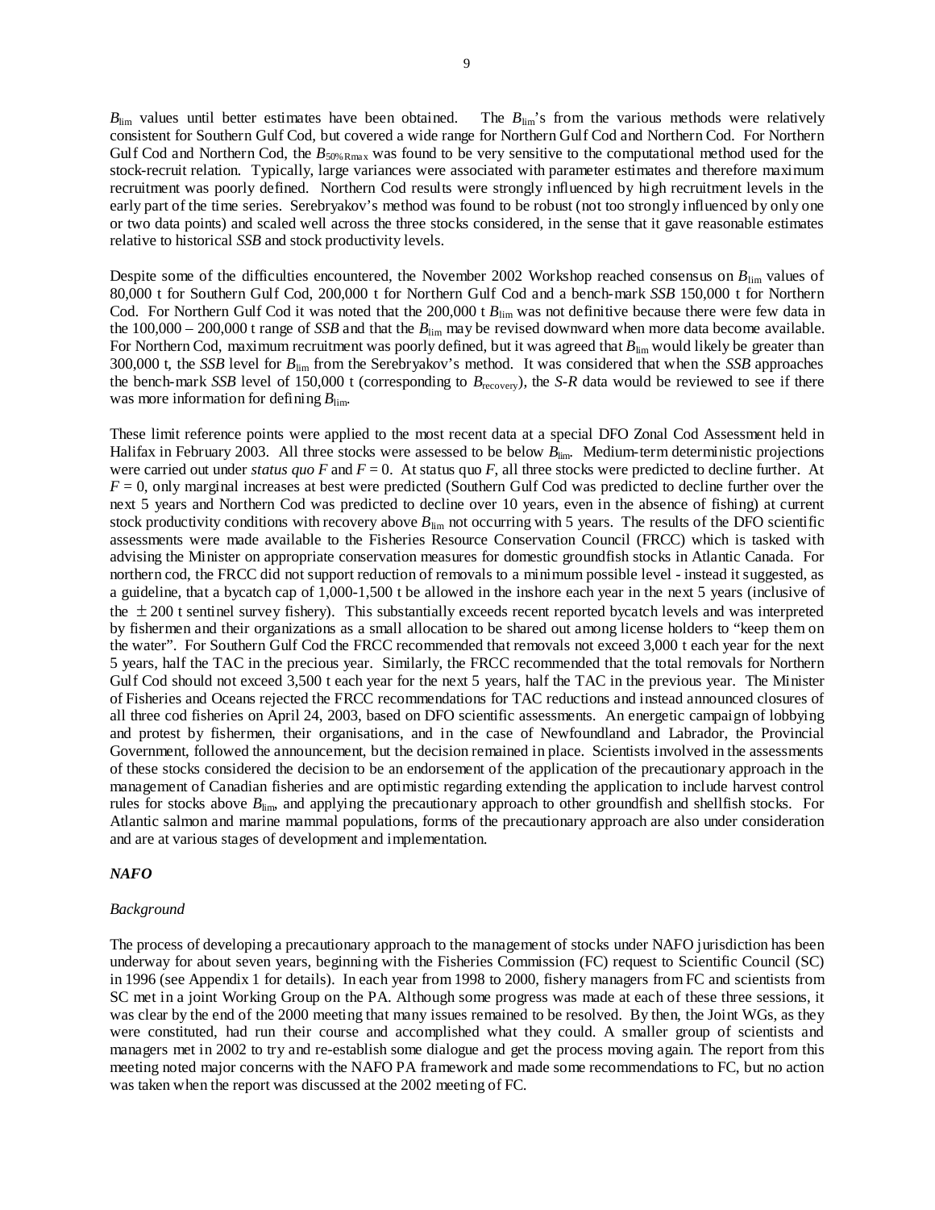$B_{lim}$ values until better estimates have been obtained. The $B_{lim}$'s from the various methods were relatively consistent for Southern Gulf Cod, but covered a wide range for Northern Gulf Cod and Northern Cod. For Northern Gulf Cod and Northern Cod, the $B_{50\%Rmax}$ was found to be very sensitive to the computational method used for the stock-recruit relation. Typically, large variances were associated with parameter estimates and therefore maximum recruitment was poorly defined. Northern Cod results were strongly influenced by high recruitment levels in the early part of the time series. Serebryakov's method was found to be robust (not too strongly influenced by only one or two data points) and scaled well across the three stocks considered, in the sense that it gave reasonable estimates relative to historical *SSB* and stock productivity levels.

Despite some of the difficulties encountered, the November 2002 Workshop reached consensus on $B_{lim}$ values of 80,000 t for Southern Gulf Cod, 200,000 t for Northern Gulf Cod and a bench-mark *SSB* 150,000 t for Northern Cod. For Northern Gulf Cod it was noted that the 200,000 t $B_{lim}$ was not definitive because there were few data in the 100,000 – 200,000 t range of *SSB* and that the $B_{lim}$ may be revised downward when more data become available. For Northern Cod, maximum recruitment was poorly defined, but it was agreed that $B_{lim}$ would likely be greater than 300,000 t, the *SSB* level for $B_{lim}$ from the Serebryakov's method. It was considered that when the *SSB* approaches the bench-mark *SSB* level of 150,000 t (corresponding to $B_{recovery}$), the *S-R* data would be reviewed to see if there was more information for defining $B_{lim}$.

These limit reference points were applied to the most recent data at a special DFO Zonal Cod Assessment held in Halifax in February 2003. All three stocks were assessed to be below $B_{lim}$. Medium-term deterministic projections were carried out under *status quo F* and $F = 0$. At status quo $F$, all three stocks were predicted to decline further. At $F = 0$, only marginal increases at best were predicted (Southern Gulf Cod was predicted to decline further over the next 5 years and Northern Cod was predicted to decline over 10 years, even in the absence of fishing) at current stock productivity conditions with recovery above $B_{lim}$ not occurring with 5 years. The results of the DFO scientific assessments were made available to the Fisheries Resource Conservation Council (FRCC) which is tasked with advising the Minister on appropriate conservation measures for domestic groundfish stocks in Atlantic Canada. For northern cod, the FRCC did not support reduction of removals to a minimum possible level - instead it suggested, as a guideline, that a bycatch cap of 1,000-1,500 t be allowed in the inshore each year in the next 5 years (inclusive of the $\pm 200$ t sentinel survey fishery). This substantially exceeds recent reported bycatch levels and was interpreted by fishermen and their organizations as a small allocation to be shared out among license holders to "keep them on the water". For Southern Gulf Cod the FRCC recommended that removals not exceed 3,000 t each year for the next 5 years, half the TAC in the precious year. Similarly, the FRCC recommended that the total removals for Northern Gulf Cod should not exceed 3,500 t each year for the next 5 years, half the TAC in the previous year. The Minister of Fisheries and Oceans rejected the FRCC recommendations for TAC reductions and instead announced closures of all three cod fisheries on April 24, 2003, based on DFO scientific assessments. An energetic campaign of lobbying and protest by fishermen, their organisations, and in the case of Newfoundland and Labrador, the Provincial Government, followed the announcement, but the decision remained in place. Scientists involved in the assessments of these stocks considered the decision to be an endorsement of the application of the precautionary approach in the management of Canadian fisheries and are optimistic regarding extending the application to include harvest control rules for stocks above $B_{lim}$, and applying the precautionary approach to other groundfish and shellfish stocks. For Atlantic salmon and marine mammal populations, forms of the precautionary approach are also under consideration and are at various stages of development and implementation.

***NAFO***

*Background*

The process of developing a precautionary approach to the management of stocks under NAFO jurisdiction has been underway for about seven years, beginning with the Fisheries Commission (FC) request to Scientific Council (SC) in 1996 (see Appendix 1 for details). In each year from 1998 to 2000, fishery managers from FC and scientists from SC met in a joint Working Group on the PA. Although some progress was made at each of these three sessions, it was clear by the end of the 2000 meeting that many issues remained to be resolved. By then, the Joint WGs, as they were constituted, had run their course and accomplished what they could. A smaller group of scientists and managers met in 2002 to try and re-establish some dialogue and get the process moving again. The report from this meeting noted major concerns with the NAFO PA framework and made some recommendations to FC, but no action was taken when the report was discussed at the 2002 meeting of FC.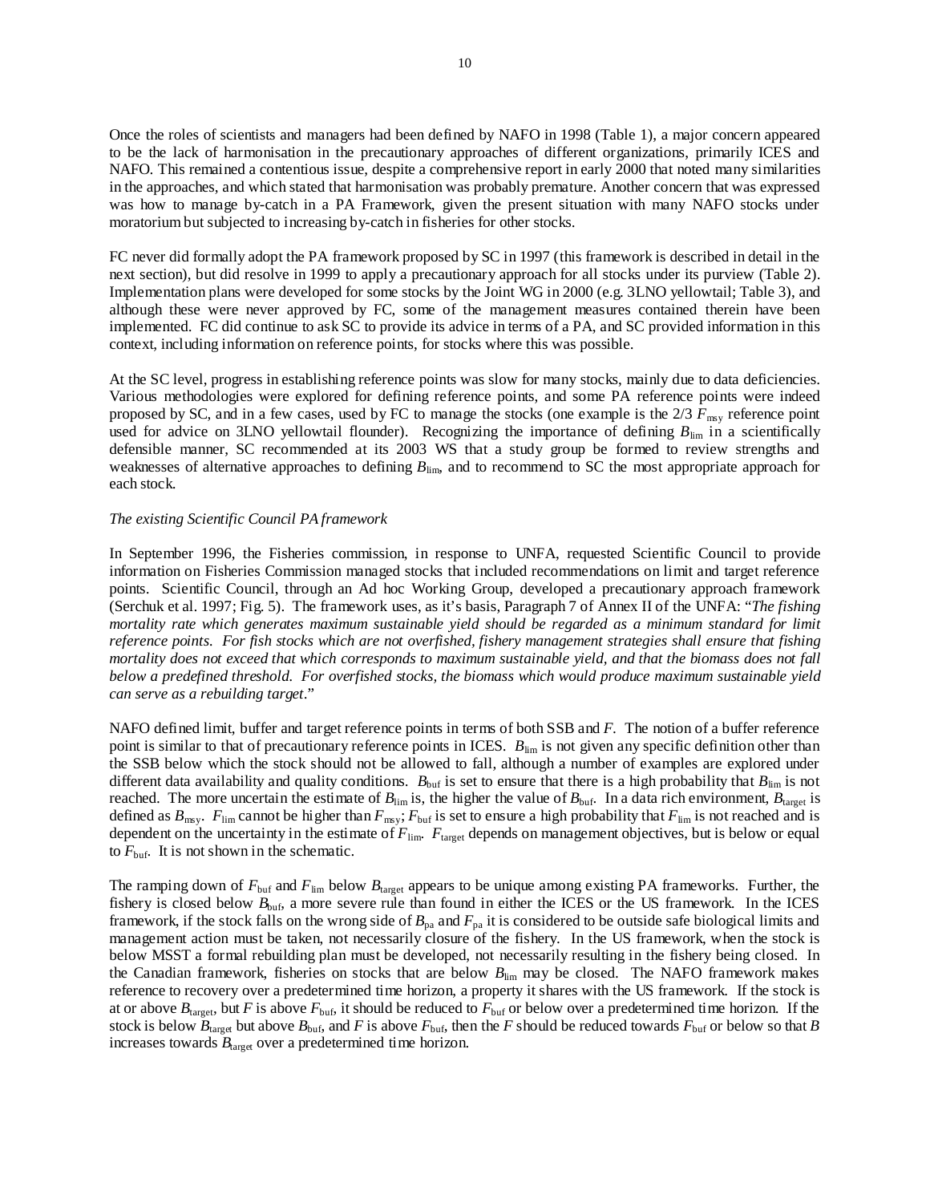Once the roles of scientists and managers had been defined by NAFO in 1998 (Table 1), a major concern appeared to be the lack of harmonisation in the precautionary approaches of different organizations, primarily ICES and NAFO. This remained a contentious issue, despite a comprehensive report in early 2000 that noted many similarities in the approaches, and which stated that harmonisation was probably premature. Another concern that was expressed was how to manage by-catch in a PA Framework, given the present situation with many NAFO stocks under moratorium but subjected to increasing by-catch in fisheries for other stocks.

FC never did formally adopt the PA framework proposed by SC in 1997 (this framework is described in detail in the next section), but did resolve in 1999 to apply a precautionary approach for all stocks under its purview (Table 2). Implementation plans were developed for some stocks by the Joint WG in 2000 (e.g. 3LNO yellowtail; Table 3), and although these were never approved by FC, some of the management measures contained therein have been implemented. FC did continue to ask SC to provide its advice in terms of a PA, and SC provided information in this context, including information on reference points, for stocks where this was possible.

At the SC level, progress in establishing reference points was slow for many stocks, mainly due to data deficiencies. Various methodologies were explored for defining reference points, and some PA reference points were indeed proposed by SC, and in a few cases, used by FC to manage the stocks (one example is the 2/3 $F_{msy}$ reference point used for advice on 3LNO yellowtail flounder). Recognizing the importance of defining $B_{lim}$ in a scientifically defensible manner, SC recommended at its 2003 WS that a study group be formed to review strengths and weaknesses of alternative approaches to defining $B_{lim}$, and to recommend to SC the most appropriate approach for each stock.

*The existing Scientific Council PA framework*

In September 1996, the Fisheries commission, in response to UNFA, requested Scientific Council to provide information on Fisheries Commission managed stocks that included recommendations on limit and target reference points. Scientific Council, through an Ad hoc Working Group, developed a precautionary approach framework (Serchuk et al. 1997; Fig. 5). The framework uses, as it's basis, Paragraph 7 of Annex II of the UNFA: "*The fishing mortality rate which generates maximum sustainable yield should be regarded as a minimum standard for limit reference points. For fish stocks which are not overfished, fishery management strategies shall ensure that fishing mortality does not exceed that which corresponds to maximum sustainable yield, and that the biomass does not fall below a predefined threshold. For overfished stocks, the biomass which would produce maximum sustainable yield can serve as a rebuilding target*."

NAFO defined limit, buffer and target reference points in terms of both SSB and *F*. The notion of a buffer reference point is similar to that of precautionary reference points in ICES. $B_{lim}$ is not given any specific definition other than the SSB below which the stock should not be allowed to fall, although a number of examples are explored under different data availability and quality conditions. $B_{buf}$ is set to ensure that there is a high probability that $B_{lim}$ is not reached. The more uncertain the estimate of $B_{lim}$ is, the higher the value of $B_{buf}$. In a data rich environment, $B_{target}$ is defined as $B_{msy}$. $F_{lim}$ cannot be higher than $F_{msy}$; $F_{buf}$ is set to ensure a high probability that $F_{lim}$ is not reached and is dependent on the uncertainty in the estimate of $F_{lim}$. $F_{target}$ depends on management objectives, but is below or equal to $F_{buf}$. It is not shown in the schematic.

The ramping down of $F_{buf}$ and $F_{lim}$ below $B_{target}$ appears to be unique among existing PA frameworks. Further, the fishery is closed below $B_{buf}$, a more severe rule than found in either the ICES or the US framework. In the ICES framework, if the stock falls on the wrong side of $B_{pa}$ and $F_{pa}$ it is considered to be outside safe biological limits and management action must be taken, not necessarily closure of the fishery. In the US framework, when the stock is below MSST a formal rebuilding plan must be developed, not necessarily resulting in the fishery being closed. In the Canadian framework, fisheries on stocks that are below $B_{lim}$ may be closed. The NAFO framework makes reference to recovery over a predetermined time horizon, a property it shares with the US framework. If the stock is at or above $B_{target}$, but *F* is above $F_{buf}$, it should be reduced to $F_{buf}$ or below over a predetermined time horizon. If the stock is below $B_{target}$ but above $B_{buf}$, and *F* is above $F_{buf}$, then the *F* should be reduced towards $F_{buf}$ or below so that *B* increases towards $B_{target}$ over a predetermined time horizon.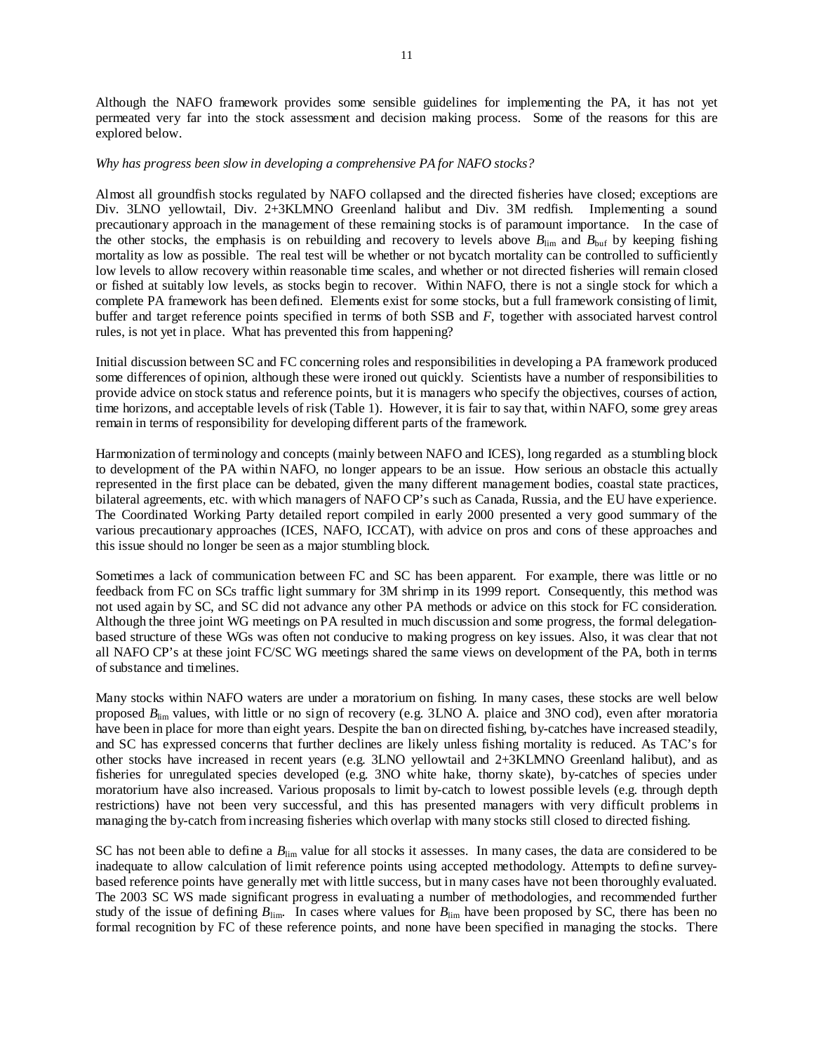Although the NAFO framework provides some sensible guidelines for implementing the PA, it has not yet permeated very far into the stock assessment and decision making process. Some of the reasons for this are explored below.

*Why has progress been slow in developing a comprehensive PA for NAFO stocks?*

Almost all groundfish stocks regulated by NAFO collapsed and the directed fisheries have closed; exceptions are Div. 3LNO yellowtail, Div. 2+3KLMNO Greenland halibut and Div. 3M redfish. Implementing a sound precautionary approach in the management of these remaining stocks is of paramount importance. In the case of the other stocks, the emphasis is on rebuilding and recovery to levels above $B_{lim}$ and $B_{buf}$ by keeping fishing mortality as low as possible. The real test will be whether or not bycatch mortality can be controlled to sufficiently low levels to allow recovery within reasonable time scales, and whether or not directed fisheries will remain closed or fished at suitably low levels, as stocks begin to recover. Within NAFO, there is not a single stock for which a complete PA framework has been defined. Elements exist for some stocks, but a full framework consisting of limit, buffer and target reference points specified in terms of both SSB and $F$, together with associated harvest control rules, is not yet in place. What has prevented this from happening?

Initial discussion between SC and FC concerning roles and responsibilities in developing a PA framework produced some differences of opinion, although these were ironed out quickly. Scientists have a number of responsibilities to provide advice on stock status and reference points, but it is managers who specify the objectives, courses of action, time horizons, and acceptable levels of risk (Table 1). However, it is fair to say that, within NAFO, some grey areas remain in terms of responsibility for developing different parts of the framework.

Harmonization of terminology and concepts (mainly between NAFO and ICES), long regarded as a stumbling block to development of the PA within NAFO, no longer appears to be an issue. How serious an obstacle this actually represented in the first place can be debated, given the many different management bodies, coastal state practices, bilateral agreements, etc. with which managers of NAFO CP's such as Canada, Russia, and the EU have experience. The Coordinated Working Party detailed report compiled in early 2000 presented a very good summary of the various precautionary approaches (ICES, NAFO, ICCAT), with advice on pros and cons of these approaches and this issue should no longer be seen as a major stumbling block.

Sometimes a lack of communication between FC and SC has been apparent. For example, there was little or no feedback from FC on SCs traffic light summary for 3M shrimp in its 1999 report. Consequently, this method was not used again by SC, and SC did not advance any other PA methods or advice on this stock for FC consideration. Although the three joint WG meetings on PA resulted in much discussion and some progress, the formal delegation-based structure of these WGs was often not conducive to making progress on key issues. Also, it was clear that not all NAFO CP's at these joint FC/SC WG meetings shared the same views on development of the PA, both in terms of substance and timelines.

Many stocks within NAFO waters are under a moratorium on fishing. In many cases, these stocks are well below proposed $B_{lim}$ values, with little or no sign of recovery (e.g. 3LNO A. plaice and 3NO cod), even after moratoria have been in place for more than eight years. Despite the ban on directed fishing, by-catches have increased steadily, and SC has expressed concerns that further declines are likely unless fishing mortality is reduced. As TAC's for other stocks have increased in recent years (e.g. 3LNO yellowtail and 2+3KLMNO Greenland halibut), and as fisheries for unregulated species developed (e.g. 3NO white hake, thorny skate), by-catches of species under moratorium have also increased. Various proposals to limit by-catch to lowest possible levels (e.g. through depth restrictions) have not been very successful, and this has presented managers with very difficult problems in managing the by-catch from increasing fisheries which overlap with many stocks still closed to directed fishing.

SC has not been able to define a $B_{lim}$ value for all stocks it assesses. In many cases, the data are considered to be inadequate to allow calculation of limit reference points using accepted methodology. Attempts to define survey-based reference points have generally met with little success, but in many cases have not been thoroughly evaluated. The 2003 SC WS made significant progress in evaluating a number of methodologies, and recommended further study of the issue of defining $B_{lim}$. In cases where values for $B_{lim}$ have been proposed by SC, there has been no formal recognition by FC of these reference points, and none have been specified in managing the stocks. There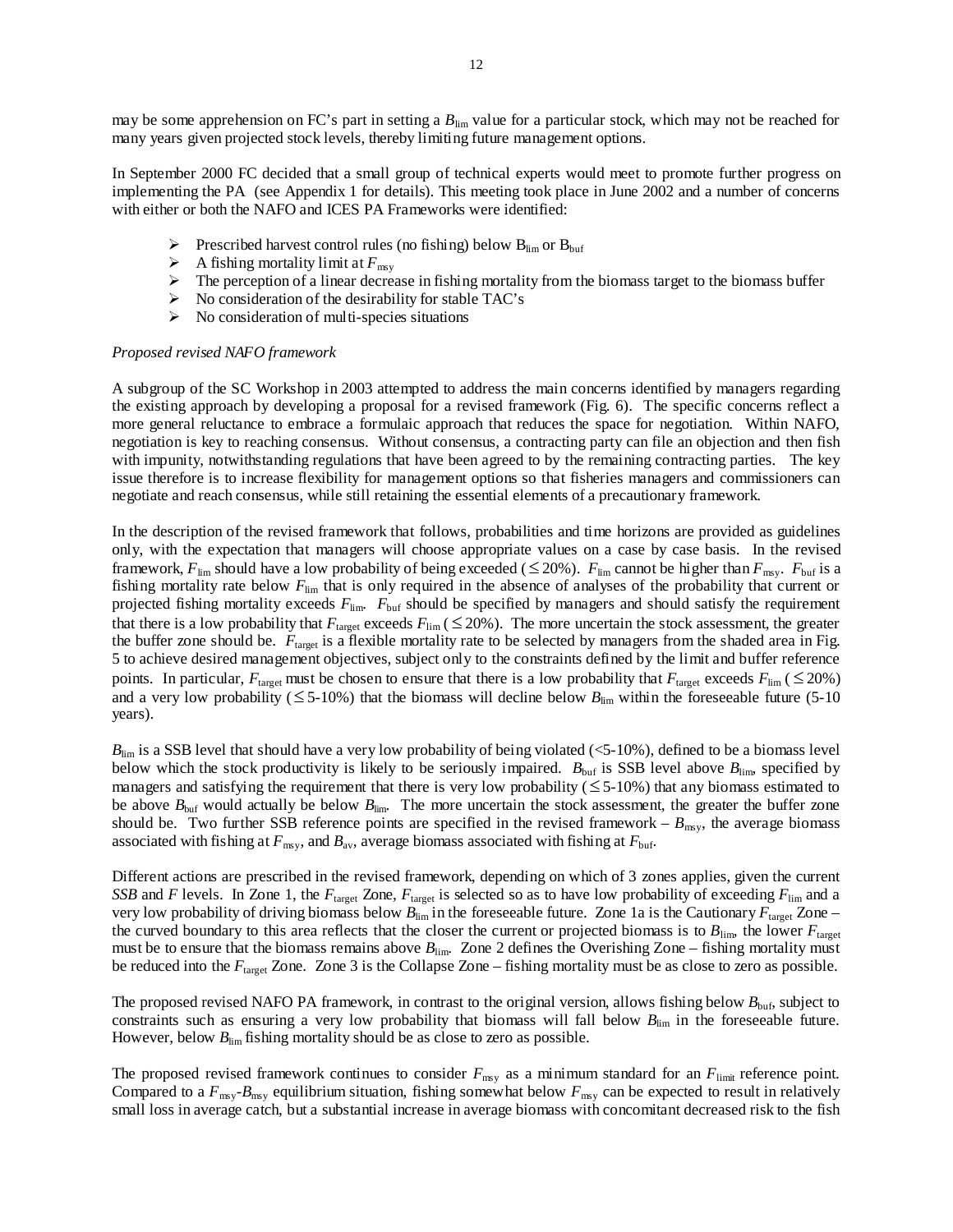may be some apprehension on FC's part in setting a $B_{lim}$ value for a particular stock, which may not be reached for many years given projected stock levels, thereby limiting future management options.

In September 2000 FC decided that a small group of technical experts would meet to promote further progress on implementing the PA (see Appendix 1 for details). This meeting took place in June 2002 and a number of concerns with either or both the NAFO and ICES PA Frameworks were identified:

- Prescribed harvest control rules (no fishing) below $B_{lim}$ or $B_{buf}$
- A fishing mortality limit at $F_{msy}$
- The perception of a linear decrease in fishing mortality from the biomass target to the biomass buffer
- No consideration of the desirability for stable TAC's
- No consideration of multi-species situations

*Proposed revised NAFO framework*

A subgroup of the SC Workshop in 2003 attempted to address the main concerns identified by managers regarding the existing approach by developing a proposal for a revised framework (Fig. 6). The specific concerns reflect a more general reluctance to embrace a formulaic approach that reduces the space for negotiation. Within NAFO, negotiation is key to reaching consensus. Without consensus, a contracting party can file an objection and then fish with impunity, notwithstanding regulations that have been agreed to by the remaining contracting parties. The key issue therefore is to increase flexibility for management options so that fisheries managers and commissioners can negotiate and reach consensus, while still retaining the essential elements of a precautionary framework.

In the description of the revised framework that follows, probabilities and time horizons are provided as guidelines only, with the expectation that managers will choose appropriate values on a case by case basis. In the revised framework, $F_{lim}$ should have a low probability of being exceeded ($\leq 20\%$). $F_{lim}$ cannot be higher than $F_{msy}$. $F_{buf}$ is a fishing mortality rate below $F_{lim}$ that is only required in the absence of analyses of the probability that current or projected fishing mortality exceeds $F_{lim}$. $F_{buf}$ should be specified by managers and should satisfy the requirement that there is a low probability that $F_{target}$ exceeds $F_{lim}$ ($\leq 20\%$). The more uncertain the stock assessment, the greater the buffer zone should be. $F_{target}$ is a flexible mortality rate to be selected by managers from the shaded area in Fig. 5 to achieve desired management objectives, subject only to the constraints defined by the limit and buffer reference points. In particular, $F_{target}$ must be chosen to ensure that there is a low probability that $F_{target}$ exceeds $F_{lim}$ ($\leq 20\%$) and a very low probability ($\leq 5$-$10\%$) that the biomass will decline below $B_{lim}$ within the foreseeable future (5-10 years).

$B_{lim}$ is a SSB level that should have a very low probability of being violated (<5-10%), defined to be a biomass level below which the stock productivity is likely to be seriously impaired. $B_{buf}$ is SSB level above $B_{lim}$, specified by managers and satisfying the requirement that there is very low probability ($\leq 5$-$10\%$) that any biomass estimated to be above $B_{buf}$ would actually be below $B_{lim}$. The more uncertain the stock assessment, the greater the buffer zone should be. Two further SSB reference points are specified in the revised framework – $B_{msy}$, the average biomass associated with fishing at $F_{msy}$, and $B_{av}$, average biomass associated with fishing at $F_{buf}$.

Different actions are prescribed in the revised framework, depending on which of 3 zones applies, given the current *SSB* and *F* levels. In Zone 1, the $F_{target}$ Zone, $F_{target}$ is selected so as to have low probability of exceeding $F_{lim}$ and a very low probability of driving biomass below $B_{lim}$ in the foreseeable future. Zone 1a is the Cautionary $F_{target}$ Zone – the curved boundary to this area reflects that the closer the current or projected biomass is to $B_{lim}$, the lower $F_{target}$ must be to ensure that the biomass remains above $B_{lim}$. Zone 2 defines the Overishing Zone – fishing mortality must be reduced into the $F_{target}$ Zone. Zone 3 is the Collapse Zone – fishing mortality must be as close to zero as possible.

The proposed revised NAFO PA framework, in contrast to the original version, allows fishing below $B_{buf}$, subject to constraints such as ensuring a very low probability that biomass will fall below $B_{lim}$ in the foreseeable future. However, below $B_{lim}$ fishing mortality should be as close to zero as possible.

The proposed revised framework continues to consider $F_{msy}$ as a minimum standard for an $F_{limit}$ reference point. Compared to a $F_{msy}$-$B_{msy}$ equilibrium situation, fishing somewhat below $F_{msy}$ can be expected to result in relatively small loss in average catch, but a substantial increase in average biomass with concomitant decreased risk to the fish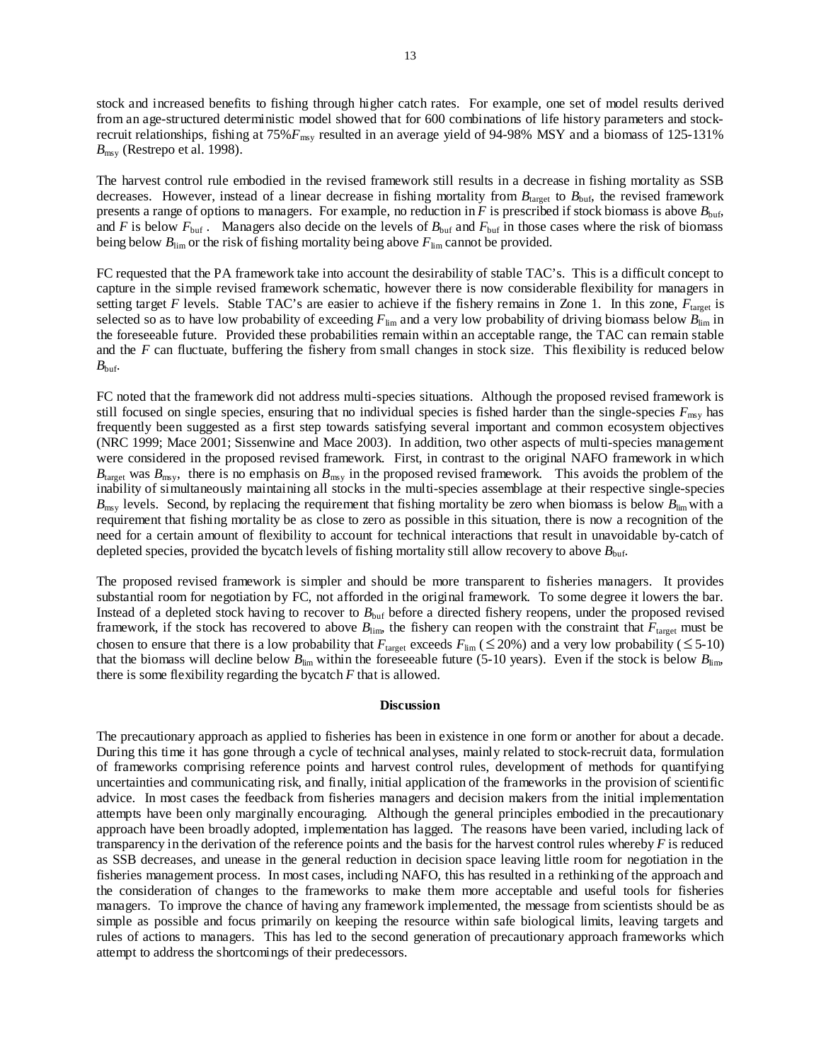stock and increased benefits to fishing through higher catch rates. For example, one set of model results derived from an age-structured deterministic model showed that for 600 combinations of life history parameters and stock-recruit relationships, fishing at 75%$F_{msy}$ resulted in an average yield of 94-98% MSY and a biomass of 125-131% $B_{msy}$ (Restrepo et al. 1998).

The harvest control rule embodied in the revised framework still results in a decrease in fishing mortality as SSB decreases. However, instead of a linear decrease in fishing mortality from $B_{target}$ to $B_{buf}$, the revised framework presents a range of options to managers. For example, no reduction in $F$ is prescribed if stock biomass is above $B_{buf}$, and $F$ is below $F_{buf}$ . Managers also decide on the levels of $B_{buf}$ and $F_{buf}$ in those cases where the risk of biomass being below $B_{lim}$ or the risk of fishing mortality being above $F_{lim}$ cannot be provided.

FC requested that the PA framework take into account the desirability of stable TAC's. This is a difficult concept to capture in the simple revised framework schematic, however there is now considerable flexibility for managers in setting target $F$ levels. Stable TAC's are easier to achieve if the fishery remains in Zone 1. In this zone, $F_{target}$ is selected so as to have low probability of exceeding $F_{lim}$ and a very low probability of driving biomass below $B_{lim}$ in the foreseeable future. Provided these probabilities remain within an acceptable range, the TAC can remain stable and the $F$ can fluctuate, buffering the fishery from small changes in stock size. This flexibility is reduced below $B_{buf}$.

FC noted that the framework did not address multi-species situations. Although the proposed revised framework is still focused on single species, ensuring that no individual species is fished harder than the single-species $F_{msy}$ has frequently been suggested as a first step towards satisfying several important and common ecosystem objectives (NRC 1999; Mace 2001; Sissenwine and Mace 2003). In addition, two other aspects of multi-species management were considered in the proposed revised framework. First, in contrast to the original NAFO framework in which $B_{target}$ was $B_{msy}$, there is no emphasis on $B_{msy}$ in the proposed revised framework. This avoids the problem of the inability of simultaneously maintaining all stocks in the multi-species assemblage at their respective single-species $B_{msy}$ levels. Second, by replacing the requirement that fishing mortality be zero when biomass is below $B_{lim}$ with a requirement that fishing mortality be as close to zero as possible in this situation, there is now a recognition of the need for a certain amount of flexibility to account for technical interactions that result in unavoidable by-catch of depleted species, provided the bycatch levels of fishing mortality still allow recovery to above $B_{buf}$.

The proposed revised framework is simpler and should be more transparent to fisheries managers. It provides substantial room for negotiation by FC, not afforded in the original framework. To some degree it lowers the bar. Instead of a depleted stock having to recover to $B_{buf}$ before a directed fishery reopens, under the proposed revised framework, if the stock has recovered to above $B_{lim}$, the fishery can reopen with the constraint that $F_{target}$ must be chosen to ensure that there is a low probability that $F_{target}$ exceeds $F_{lim}$ ($\leq 20\%$) and a very low probability ($\leq 5$-10) that the biomass will decline below $B_{lim}$ within the foreseeable future (5-10 years). Even if the stock is below $B_{lim}$, there is some flexibility regarding the bycatch $F$ that is allowed.

## Discussion

The precautionary approach as applied to fisheries has been in existence in one form or another for about a decade. During this time it has gone through a cycle of technical analyses, mainly related to stock-recruit data, formulation of frameworks comprising reference points and harvest control rules, development of methods for quantifying uncertainties and communicating risk, and finally, initial application of the frameworks in the provision of scientific advice. In most cases the feedback from fisheries managers and decision makers from the initial implementation attempts have been only marginally encouraging. Although the general principles embodied in the precautionary approach have been broadly adopted, implementation has lagged. The reasons have been varied, including lack of transparency in the derivation of the reference points and the basis for the harvest control rules whereby $F$ is reduced as SSB decreases, and unease in the general reduction in decision space leaving little room for negotiation in the fisheries management process. In most cases, including NAFO, this has resulted in a rethinking of the approach and the consideration of changes to the frameworks to make them more acceptable and useful tools for fisheries managers. To improve the chance of having any framework implemented, the message from scientists should be as simple as possible and focus primarily on keeping the resource within safe biological limits, leaving targets and rules of actions to managers. This has led to the second generation of precautionary approach frameworks which attempt to address the shortcomings of their predecessors.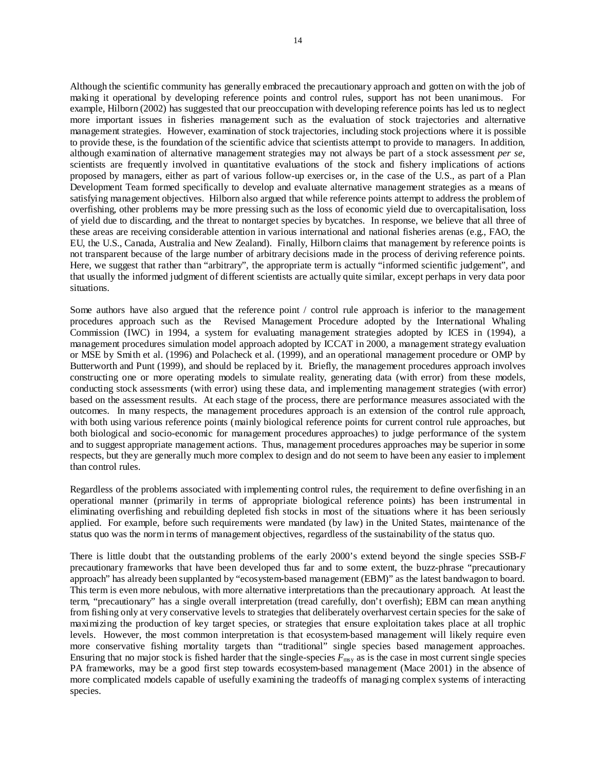Although the scientific community has generally embraced the precautionary approach and gotten on with the job of making it operational by developing reference points and control rules, support has not been unanimous. For example, Hilborn (2002) has suggested that our preoccupation with developing reference points has led us to neglect more important issues in fisheries management such as the evaluation of stock trajectories and alternative management strategies. However, examination of stock trajectories, including stock projections where it is possible to provide these, is the foundation of the scientific advice that scientists attempt to provide to managers. In addition, although examination of alternative management strategies may not always be part of a stock assessment *per se*, scientists are frequently involved in quantitative evaluations of the stock and fishery implications of actions proposed by managers, either as part of various follow-up exercises or, in the case of the U.S., as part of a Plan Development Team formed specifically to develop and evaluate alternative management strategies as a means of satisfying management objectives. Hilborn also argued that while reference points attempt to address the problem of overfishing, other problems may be more pressing such as the loss of economic yield due to overcapitalisation, loss of yield due to discarding, and the threat to nontarget species by bycatches. In response, we believe that all three of these areas are receiving considerable attention in various international and national fisheries arenas (e.g., FAO, the EU, the U.S., Canada, Australia and New Zealand). Finally, Hilborn claims that management by reference points is not transparent because of the large number of arbitrary decisions made in the process of deriving reference points. Here, we suggest that rather than "arbitrary", the appropriate term is actually "informed scientific judgement", and that usually the informed judgment of different scientists are actually quite similar, except perhaps in very data poor situations.

Some authors have also argued that the reference point / control rule approach is inferior to the management procedures approach such as the Revised Management Procedure adopted by the International Whaling Commission (IWC) in 1994, a system for evaluating management strategies adopted by ICES in (1994), a management procedures simulation model approach adopted by ICCAT in 2000, a management strategy evaluation or MSE by Smith et al. (1996) and Polacheck et al. (1999), and an operational management procedure or OMP by Butterworth and Punt (1999), and should be replaced by it. Briefly, the management procedures approach involves constructing one or more operating models to simulate reality, generating data (with error) from these models, conducting stock assessments (with error) using these data, and implementing management strategies (with error) based on the assessment results. At each stage of the process, there are performance measures associated with the outcomes. In many respects, the management procedures approach is an extension of the control rule approach, with both using various reference points (mainly biological reference points for current control rule approaches, but both biological and socio-economic for management procedures approaches) to judge performance of the system and to suggest appropriate management actions. Thus, management procedures approaches may be superior in some respects, but they are generally much more complex to design and do not seem to have been any easier to implement than control rules.

Regardless of the problems associated with implementing control rules, the requirement to define overfishing in an operational manner (primarily in terms of appropriate biological reference points) has been instrumental in eliminating overfishing and rebuilding depleted fish stocks in most of the situations where it has been seriously applied. For example, before such requirements were mandated (by law) in the United States, maintenance of the status quo was the norm in terms of management objectives, regardless of the sustainability of the status quo.

There is little doubt that the outstanding problems of the early 2000's extend beyond the single species SSB-*F* precautionary frameworks that have been developed thus far and to some extent, the buzz-phrase "precautionary approach" has already been supplanted by "ecosystem-based management (EBM)" as the latest bandwagon to board. This term is even more nebulous, with more alternative interpretations than the precautionary approach. At least the term, "precautionary" has a single overall interpretation (tread carefully, don't overfish); EBM can mean anything from fishing only at very conservative levels to strategies that deliberately overharvest certain species for the sake of maximizing the production of key target species, or strategies that ensure exploitation takes place at all trophic levels. However, the most common interpretation is that ecosystem-based management will likely require even more conservative fishing mortality targets than "traditional" single species based management approaches. Ensuring that no major stock is fished harder that the single-species $F_{msy}$ as is the case in most current single species PA frameworks, may be a good first step towards ecosystem-based management (Mace 2001) in the absence of more complicated models capable of usefully examining the tradeoffs of managing complex systems of interacting species.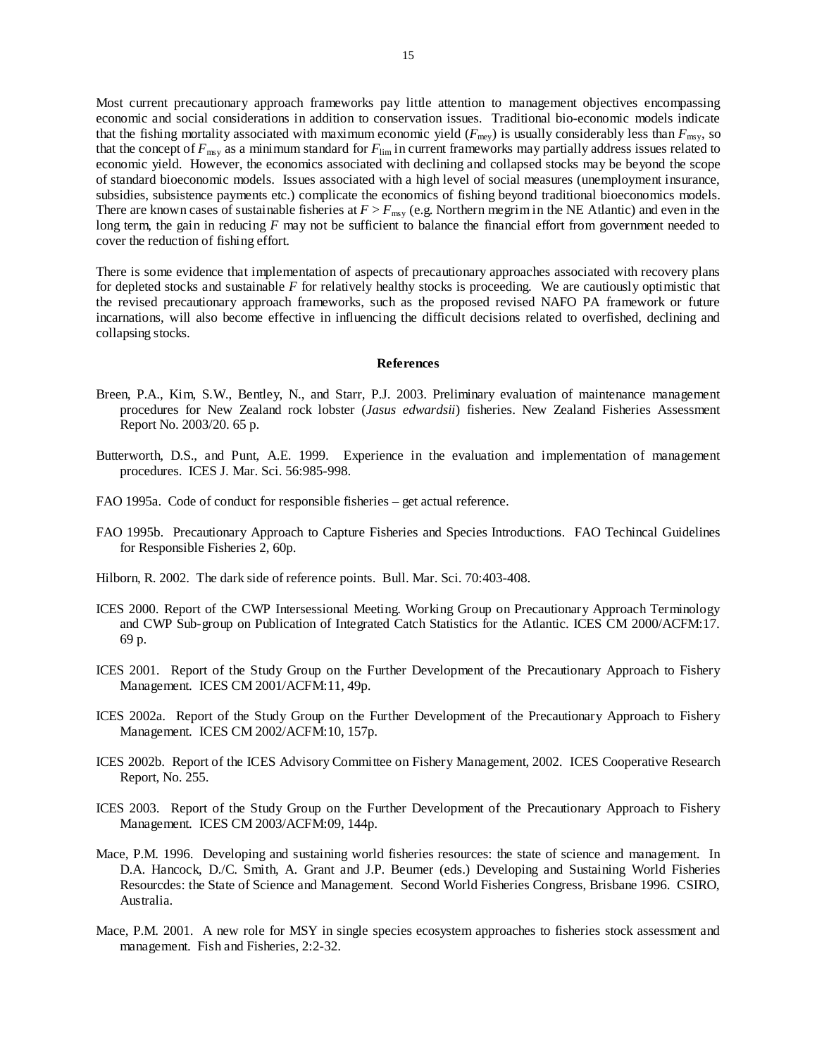Most current precautionary approach frameworks pay little attention to management objectives encompassing economic and social considerations in addition to conservation issues. Traditional bio-economic models indicate that the fishing mortality associated with maximum economic yield ($F_{mey}$) is usually considerably less than $F_{msy}$, so that the concept of $F_{msy}$ as a minimum standard for $F_{lim}$ in current frameworks may partially address issues related to economic yield. However, the economics associated with declining and collapsed stocks may be beyond the scope of standard bioeconomic models. Issues associated with a high level of social measures (unemployment insurance, subsidies, subsistence payments etc.) complicate the economics of fishing beyond traditional bioeconomics models. There are known cases of sustainable fisheries at $F > F_{msy}$ (e.g. Northern megrim in the NE Atlantic) and even in the long term, the gain in reducing $F$ may not be sufficient to balance the financial effort from government needed to cover the reduction of fishing effort.

There is some evidence that implementation of aspects of precautionary approaches associated with recovery plans for depleted stocks and sustainable $F$ for relatively healthy stocks is proceeding. We are cautiously optimistic that the revised precautionary approach frameworks, such as the proposed revised NAFO PA framework or future incarnations, will also become effective in influencing the difficult decisions related to overfished, declining and collapsing stocks.

**References**

Breen, P.A., Kim, S.W., Bentley, N., and Starr, P.J. 2003. Preliminary evaluation of maintenance management procedures for New Zealand rock lobster (*Jasus edwardsii*) fisheries. New Zealand Fisheries Assessment Report No. 2003/20. 65 p.

Butterworth, D.S., and Punt, A.E. 1999. Experience in the evaluation and implementation of management procedures. ICES J. Mar. Sci. 56:985-998.

FAO 1995a. Code of conduct for responsible fisheries – get actual reference.

FAO 1995b. Precautionary Approach to Capture Fisheries and Species Introductions. FAO Techincal Guidelines for Responsible Fisheries 2, 60p.

Hilborn, R. 2002. The dark side of reference points. Bull. Mar. Sci. 70:403-408.

ICES 2000. Report of the CWP Intersessional Meeting. Working Group on Precautionary Approach Terminology and CWP Sub-group on Publication of Integrated Catch Statistics for the Atlantic. ICES CM 2000/ACFM:17. 69 p.

ICES 2001. Report of the Study Group on the Further Development of the Precautionary Approach to Fishery Management. ICES CM 2001/ACFM:11, 49p.

ICES 2002a. Report of the Study Group on the Further Development of the Precautionary Approach to Fishery Management. ICES CM 2002/ACFM:10, 157p.

ICES 2002b. Report of the ICES Advisory Committee on Fishery Management, 2002. ICES Cooperative Research Report, No. 255.

ICES 2003. Report of the Study Group on the Further Development of the Precautionary Approach to Fishery Management. ICES CM 2003/ACFM:09, 144p.

Mace, P.M. 1996. Developing and sustaining world fisheries resources: the state of science and management. In D.A. Hancock, D./C. Smith, A. Grant and J.P. Beumer (eds.) Developing and Sustaining World Fisheries Resourcdes: the State of Science and Management. Second World Fisheries Congress, Brisbane 1996. CSIRO, Australia.

Mace, P.M. 2001. A new role for MSY in single species ecosystem approaches to fisheries stock assessment and management. Fish and Fisheries, 2:2-32.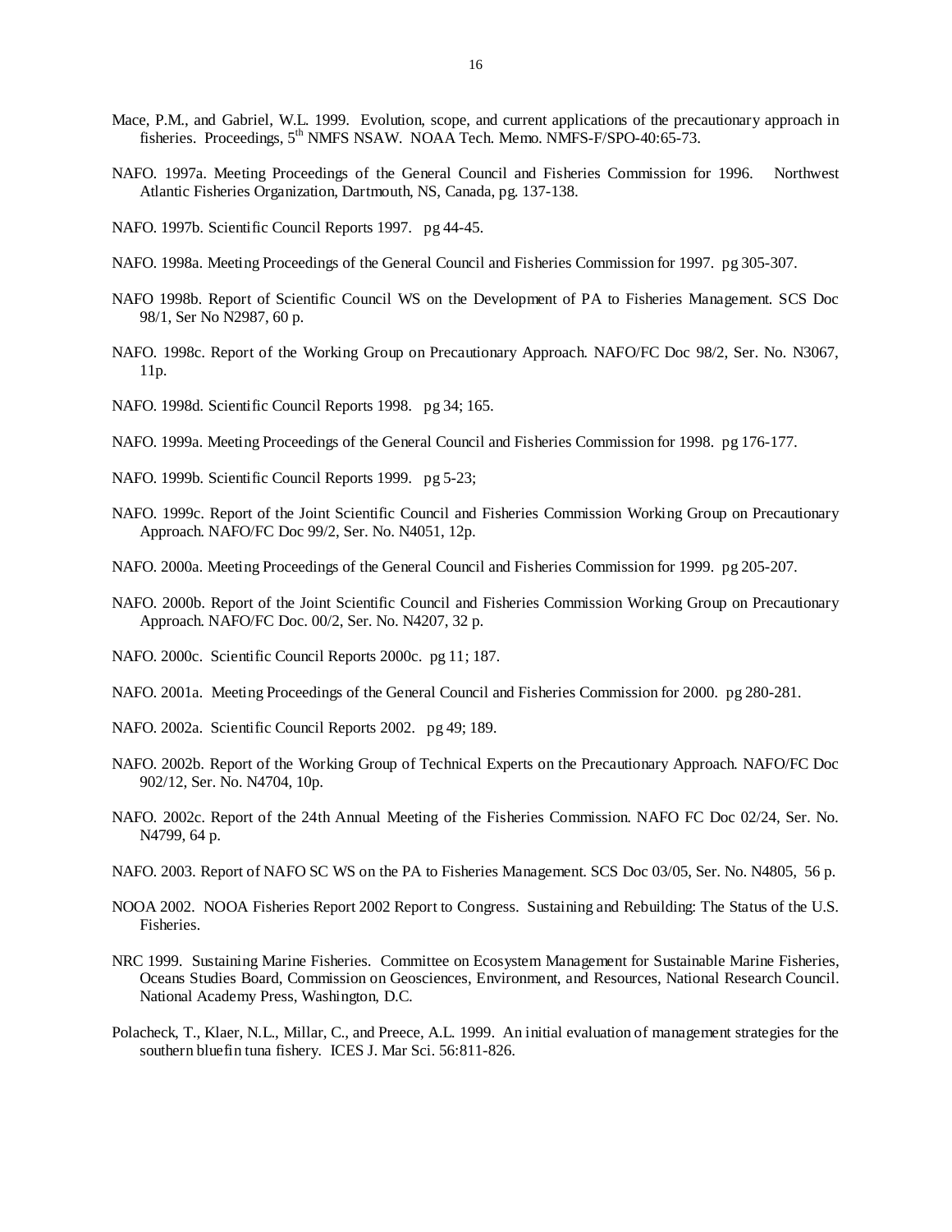Mace, P.M., and Gabriel, W.L. 1999. Evolution, scope, and current applications of the precautionary approach in fisheries. Proceedings, 5th NMFS NSAW. NOAA Tech. Memo. NMFS-F/SPO-40:65-73.

NAFO. 1997a. Meeting Proceedings of the General Council and Fisheries Commission for 1996. Northwest Atlantic Fisheries Organization, Dartmouth, NS, Canada, pg. 137-138.

NAFO. 1997b. Scientific Council Reports 1997. pg 44-45.

NAFO. 1998a. Meeting Proceedings of the General Council and Fisheries Commission for 1997. pg 305-307.

NAFO 1998b. Report of Scientific Council WS on the Development of PA to Fisheries Management. SCS Doc 98/1, Ser No N2987, 60 p.

NAFO. 1998c. Report of the Working Group on Precautionary Approach. NAFO/FC Doc 98/2, Ser. No. N3067, 11p.

NAFO. 1998d. Scientific Council Reports 1998. pg 34; 165.

NAFO. 1999a. Meeting Proceedings of the General Council and Fisheries Commission for 1998. pg 176-177.

NAFO. 1999b. Scientific Council Reports 1999. pg 5-23;

NAFO. 1999c. Report of the Joint Scientific Council and Fisheries Commission Working Group on Precautionary Approach. NAFO/FC Doc 99/2, Ser. No. N4051, 12p.

NAFO. 2000a. Meeting Proceedings of the General Council and Fisheries Commission for 1999. pg 205-207.

NAFO. 2000b. Report of the Joint Scientific Council and Fisheries Commission Working Group on Precautionary Approach. NAFO/FC Doc. 00/2, Ser. No. N4207, 32 p.

NAFO. 2000c. Scientific Council Reports 2000c. pg 11; 187.

NAFO. 2001a. Meeting Proceedings of the General Council and Fisheries Commission for 2000. pg 280-281.

NAFO. 2002a. Scientific Council Reports 2002. pg 49; 189.

NAFO. 2002b. Report of the Working Group of Technical Experts on the Precautionary Approach. NAFO/FC Doc 902/12, Ser. No. N4704, 10p.

NAFO. 2002c. Report of the 24th Annual Meeting of the Fisheries Commission. NAFO FC Doc 02/24, Ser. No. N4799, 64 p.

NAFO. 2003. Report of NAFO SC WS on the PA to Fisheries Management. SCS Doc 03/05, Ser. No. N4805, 56 p.

NOOA 2002. NOOA Fisheries Report 2002 Report to Congress. Sustaining and Rebuilding: The Status of the U.S. Fisheries.

NRC 1999. Sustaining Marine Fisheries. Committee on Ecosystem Management for Sustainable Marine Fisheries, Oceans Studies Board, Commission on Geosciences, Environment, and Resources, National Research Council. National Academy Press, Washington, D.C.

Polacheck, T., Klaer, N.L., Millar, C., and Preece, A.L. 1999. An initial evaluation of management strategies for the southern bluefin tuna fishery. ICES J. Mar Sci. 56:811-826.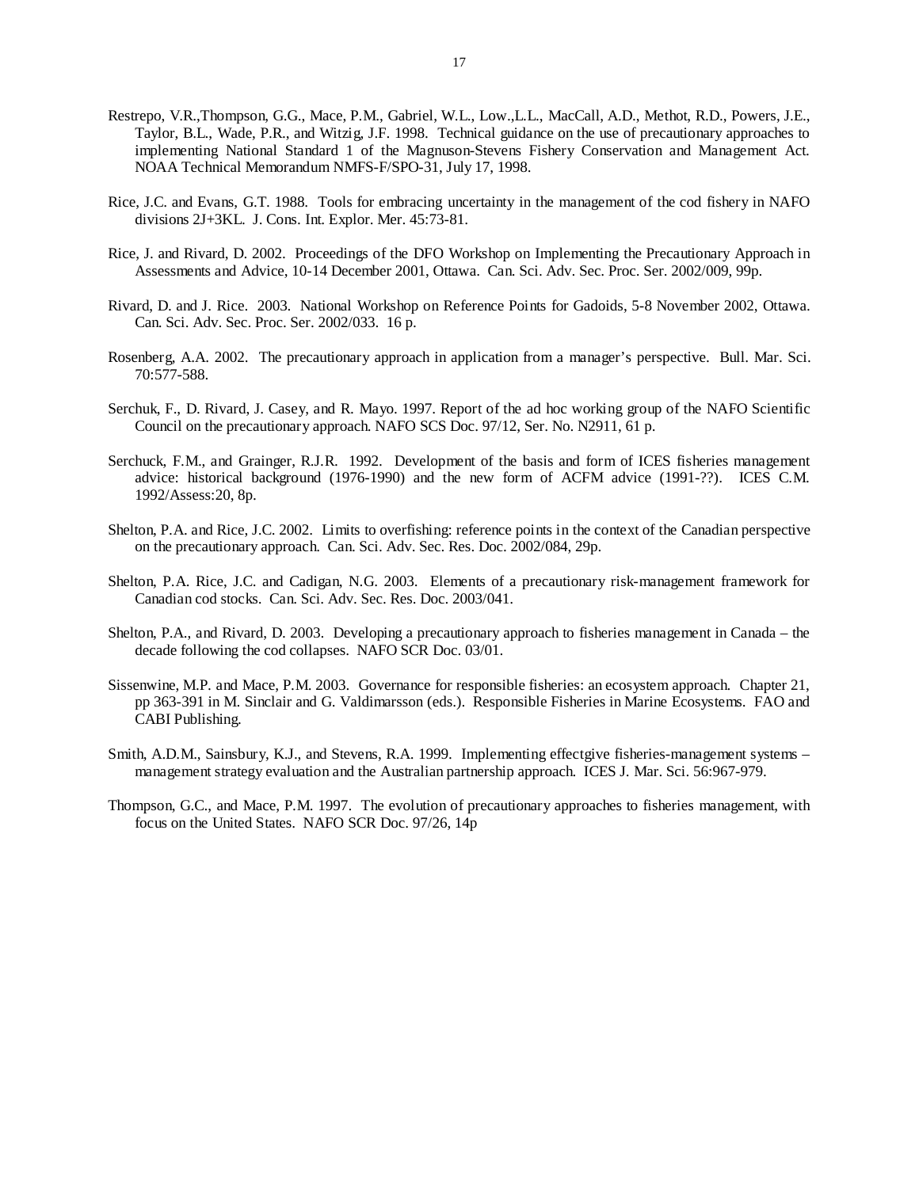Restrepo, V.R.,Thompson, G.G., Mace, P.M., Gabriel, W.L., Low.,L.L., MacCall, A.D., Methot, R.D., Powers, J.E., Taylor, B.L., Wade, P.R., and Witzig, J.F. 1998. Technical guidance on the use of precautionary approaches to implementing National Standard 1 of the Magnuson-Stevens Fishery Conservation and Management Act. NOAA Technical Memorandum NMFS-F/SPO-31, July 17, 1998.

Rice, J.C. and Evans, G.T. 1988. Tools for embracing uncertainty in the management of the cod fishery in NAFO divisions 2J+3KL. J. Cons. Int. Explor. Mer. 45:73-81.

Rice, J. and Rivard, D. 2002. Proceedings of the DFO Workshop on Implementing the Precautionary Approach in Assessments and Advice, 10-14 December 2001, Ottawa. Can. Sci. Adv. Sec. Proc. Ser. 2002/009, 99p.

Rivard, D. and J. Rice. 2003. National Workshop on Reference Points for Gadoids, 5-8 November 2002, Ottawa. Can. Sci. Adv. Sec. Proc. Ser. 2002/033. 16 p.

Rosenberg, A.A. 2002. The precautionary approach in application from a manager's perspective. Bull. Mar. Sci. 70:577-588.

Serchuk, F., D. Rivard, J. Casey, and R. Mayo. 1997. Report of the ad hoc working group of the NAFO Scientific Council on the precautionary approach. NAFO SCS Doc. 97/12, Ser. No. N2911, 61 p.

Serchuck, F.M., and Grainger, R.J.R. 1992. Development of the basis and form of ICES fisheries management advice: historical background (1976-1990) and the new form of ACFM advice (1991-??). ICES C.M. 1992/Assess:20, 8p.

Shelton, P.A. and Rice, J.C. 2002. Limits to overfishing: reference points in the context of the Canadian perspective on the precautionary approach. Can. Sci. Adv. Sec. Res. Doc. 2002/084, 29p.

Shelton, P.A. Rice, J.C. and Cadigan, N.G. 2003. Elements of a precautionary risk-management framework for Canadian cod stocks. Can. Sci. Adv. Sec. Res. Doc. 2003/041.

Shelton, P.A., and Rivard, D. 2003. Developing a precautionary approach to fisheries management in Canada – the decade following the cod collapses. NAFO SCR Doc. 03/01.

Sissenwine, M.P. and Mace, P.M. 2003. Governance for responsible fisheries: an ecosystem approach. Chapter 21, pp 363-391 in M. Sinclair and G. Valdimarsson (eds.). Responsible Fisheries in Marine Ecosystems. FAO and CABI Publishing.

Smith, A.D.M., Sainsbury, K.J., and Stevens, R.A. 1999. Implementing effectgive fisheries-management systems – management strategy evaluation and the Australian partnership approach. ICES J. Mar. Sci. 56:967-979.

Thompson, G.C., and Mace, P.M. 1997. The evolution of precautionary approaches to fisheries management, with focus on the United States. NAFO SCR Doc. 97/26, 14p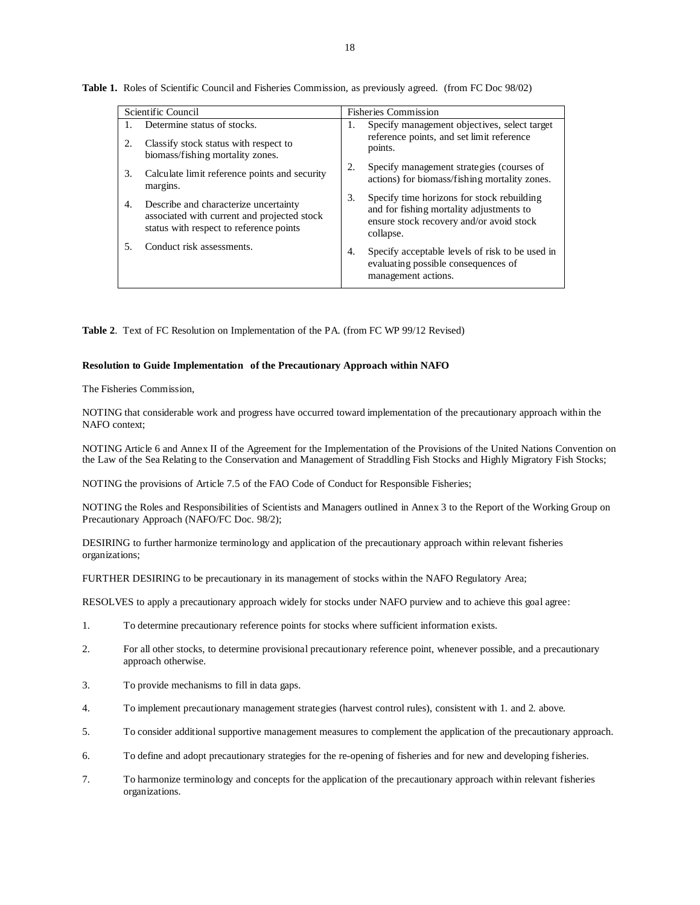**Table 1.** Roles of Scientific Council and Fisheries Commission, as previously agreed. (from FC Doc 98/02)

| Scientific Council | Fisheries Commission |
|---|---|
| 1. Determine status of stocks.<br>2. Classify stock status with respect to biomass/fishing mortality zones.<br>3. Calculate limit reference points and security margins.<br>4. Describe and characterize uncertainty associated with current and projected stock status with respect to reference points<br>5. Conduct risk assessments. | 1. Specify management objectives, select target reference points, and set limit reference points.<br>2. Specify management strategies (courses of actions) for biomass/fishing mortality zones.<br>3. Specify time horizons for stock rebuilding and for fishing mortality adjustments to ensure stock recovery and/or avoid stock collapse.<br>4. Specify acceptable levels of risk to be used in evaluating possible consequences of management actions. |

**Table 2**. Text of FC Resolution on Implementation of the PA. (from FC WP 99/12 Revised)

**Resolution to Guide Implementation of the Precautionary Approach within NAFO**

The Fisheries Commission,

NOTING that considerable work and progress have occurred toward implementation of the precautionary approach within the NAFO context;

NOTING Article 6 and Annex II of the Agreement for the Implementation of the Provisions of the United Nations Convention on the Law of the Sea Relating to the Conservation and Management of Straddling Fish Stocks and Highly Migratory Fish Stocks;

NOTING the provisions of Article 7.5 of the FAO Code of Conduct for Responsible Fisheries;

NOTING the Roles and Responsibilities of Scientists and Managers outlined in Annex 3 to the Report of the Working Group on Precautionary Approach (NAFO/FC Doc. 98/2);

DESIRING to further harmonize terminology and application of the precautionary approach within relevant fisheries organizations;

FURTHER DESIRING to be precautionary in its management of stocks within the NAFO Regulatory Area;

RESOLVES to apply a precautionary approach widely for stocks under NAFO purview and to achieve this goal agree:

1. To determine precautionary reference points for stocks where sufficient information exists.
2. For all other stocks, to determine provisional precautionary reference point, whenever possible, and a precautionary approach otherwise.
3. To provide mechanisms to fill in data gaps.
4. To implement precautionary management strategies (harvest control rules), consistent with 1. and 2. above.
5. To consider additional supportive management measures to complement the application of the precautionary approach.
6. To define and adopt precautionary strategies for the re-opening of fisheries and for new and developing fisheries.
7. To harmonize terminology and concepts for the application of the precautionary approach within relevant fisheries organizations.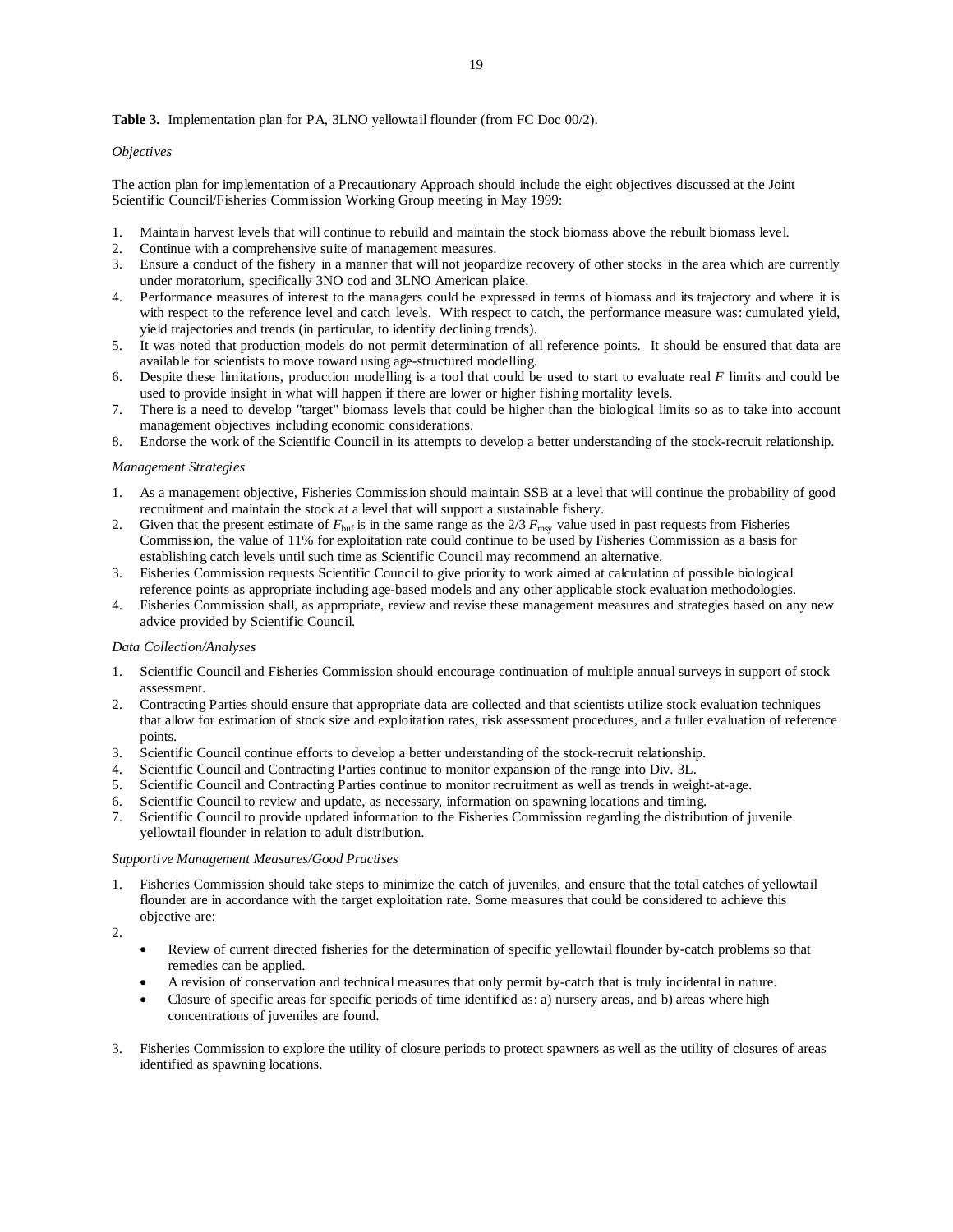**Table 3.** Implementation plan for PA, 3LNO yellowtail flounder (from FC Doc 00/2).

*Objectives*

The action plan for implementation of a Precautionary Approach should include the eight objectives discussed at the Joint Scientific Council/Fisheries Commission Working Group meeting in May 1999:

1. Maintain harvest levels that will continue to rebuild and maintain the stock biomass above the rebuilt biomass level.
2. Continue with a comprehensive suite of management measures.
3. Ensure a conduct of the fishery in a manner that will not jeopardize recovery of other stocks in the area which are currently under moratorium, specifically 3NO cod and 3LNO American plaice.
4. Performance measures of interest to the managers could be expressed in terms of biomass and its trajectory and where it is with respect to the reference level and catch levels. With respect to catch, the performance measure was: cumulated yield, yield trajectories and trends (in particular, to identify declining trends).
5. It was noted that production models do not permit determination of all reference points. It should be ensured that data are available for scientists to move toward using age-structured modelling.
6. Despite these limitations, production modelling is a tool that could be used to start to evaluate real $F$ limits and could be used to provide insight in what will happen if there are lower or higher fishing mortality levels.
7. There is a need to develop "target" biomass levels that could be higher than the biological limits so as to take into account management objectives including economic considerations.
8. Endorse the work of the Scientific Council in its attempts to develop a better understanding of the stock-recruit relationship.

*Management Strategies*

1. As a management objective, Fisheries Commission should maintain SSB at a level that will continue the probability of good recruitment and maintain the stock at a level that will support a sustainable fishery.
2. Given that the present estimate of $F_{buf}$ is in the same range as the 2/3 $F_{msy}$ value used in past requests from Fisheries Commission, the value of 11% for exploitation rate could continue to be used by Fisheries Commission as a basis for establishing catch levels until such time as Scientific Council may recommend an alternative.
3. Fisheries Commission requests Scientific Council to give priority to work aimed at calculation of possible biological reference points as appropriate including age-based models and any other applicable stock evaluation methodologies.
4. Fisheries Commission shall, as appropriate, review and revise these management measures and strategies based on any new advice provided by Scientific Council.

*Data Collection/Analyses*

1. Scientific Council and Fisheries Commission should encourage continuation of multiple annual surveys in support of stock assessment.
2. Contracting Parties should ensure that appropriate data are collected and that scientists utilize stock evaluation techniques that allow for estimation of stock size and exploitation rates, risk assessment procedures, and a fuller evaluation of reference points.
3. Scientific Council continue efforts to develop a better understanding of the stock-recruit relationship.
4. Scientific Council and Contracting Parties continue to monitor expansion of the range into Div. 3L.
5. Scientific Council and Contracting Parties continue to monitor recruitment as well as trends in weight-at-age.
6. Scientific Council to review and update, as necessary, information on spawning locations and timing.
7. Scientific Council to provide updated information to the Fisheries Commission regarding the distribution of juvenile yellowtail flounder in relation to adult distribution.

*Supportive Management Measures/Good Practises*

1. Fisheries Commission should take steps to minimize the catch of juveniles, and ensure that the total catches of yellowtail flounder are in accordance with the target exploitation rate. Some measures that could be considered to achieve this objective are:
2. 
    - Review of current directed fisheries for the determination of specific yellowtail flounder by-catch problems so that remedies can be applied.
    - A revision of conservation and technical measures that only permit by-catch that is truly incidental in nature.
    - Closure of specific areas for specific periods of time identified as: a) nursery areas, and b) areas where high concentrations of juveniles are found.
3. Fisheries Commission to explore the utility of closure periods to protect spawners as well as the utility of closures of areas identified as spawning locations.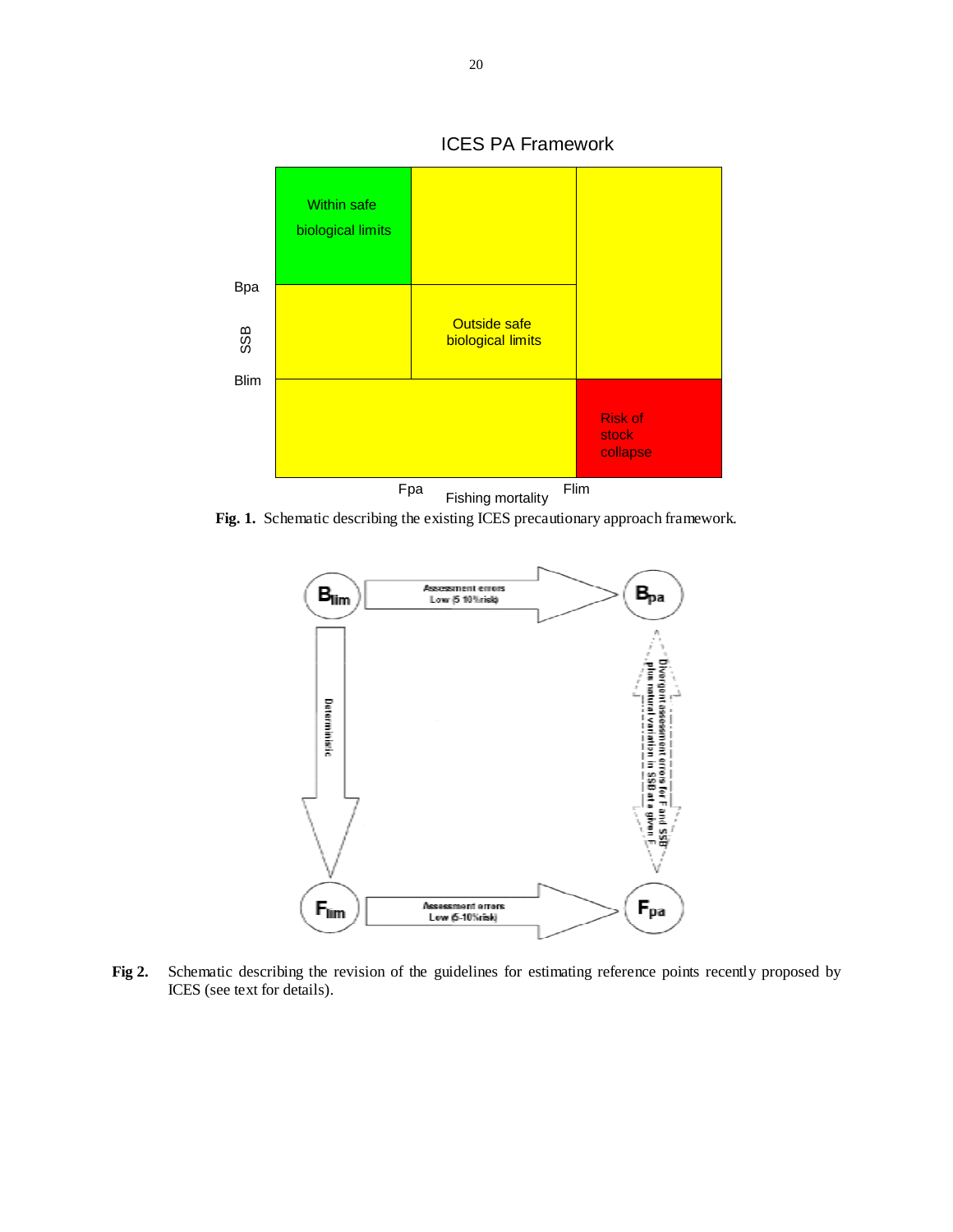ICES PA Framework

| | | | |
|---|---|---|---|
| | Within safe biological limits | | |
| Bpa | | Outside safe biological limits | |
| SSB | | | |
| Blim | | | Risk of stock collapse |
| | Fpa | Fishing mortality | Flim |

**Fig. 1.** Schematic describing the existing ICES precautionary approach framework.

$B_{lim}$ → Assessment errors Low (5-10% risk) → $B_{pa}$

$B_{lim}$ ↓ Deterministic ↓ $F_{lim}$

$B_{pa}$ ↕ Divergent assessment errors for F and SSB plus natural variation in SSB at a given F ↕ $F_{pa}$

$F_{lim}$ → Assessment errors Low (5-10% risk) → $F_{pa}$

**Fig 2.** Schematic describing the revision of the guidelines for estimating reference points recently proposed by ICES (see text for details).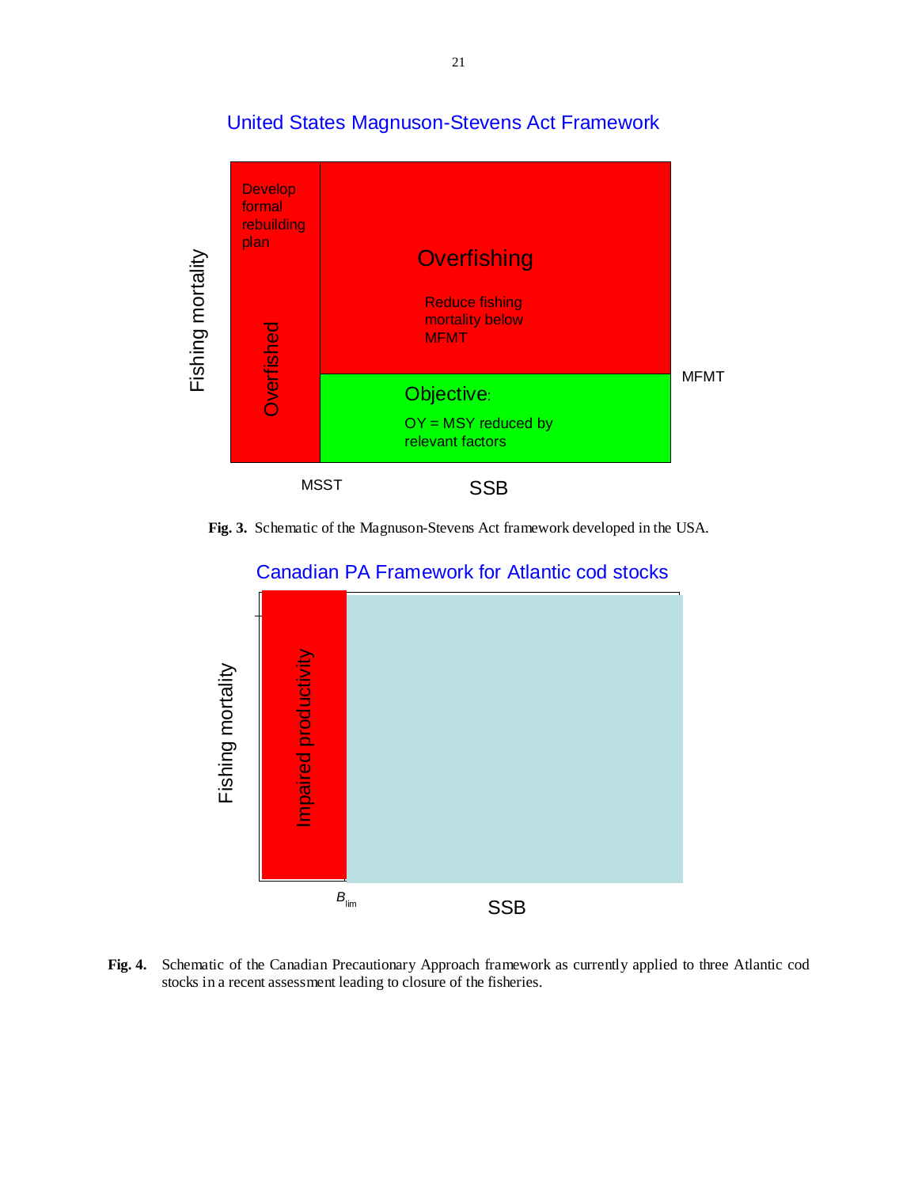United States Magnuson-Stevens Act Framework

Develop formal rebuilding plan

Overfished

Overfishing

Reduce fishing mortality below MFMT

Objective:

OY = MSY reduced by relevant factors

MFMT

Fishing mortality

MSST

SSB

**Fig. 3.** Schematic of the Magnuson-Stevens Act framework developed in the USA.

Canadian PA Framework for Atlantic cod stocks

Impaired productivity

Fishing mortality

$B_{lim}$

SSB

**Fig. 4.** Schematic of the Canadian Precautionary Approach framework as currently applied to three Atlantic cod stocks in a recent assessment leading to closure of the fisheries.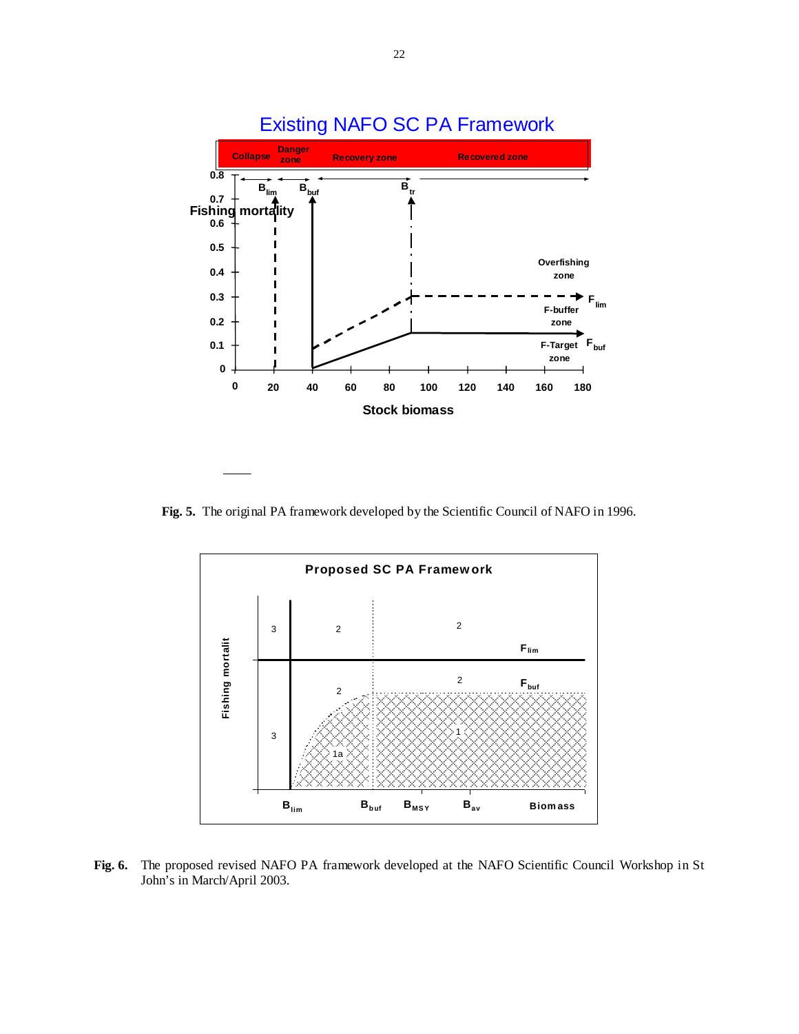**Fig. 5.** The original PA framework developed by the Scientific Council of NAFO in 1996.

**Fig. 6.** The proposed revised NAFO PA framework developed at the NAFO Scientific Council Workshop in St John's in March/April 2003.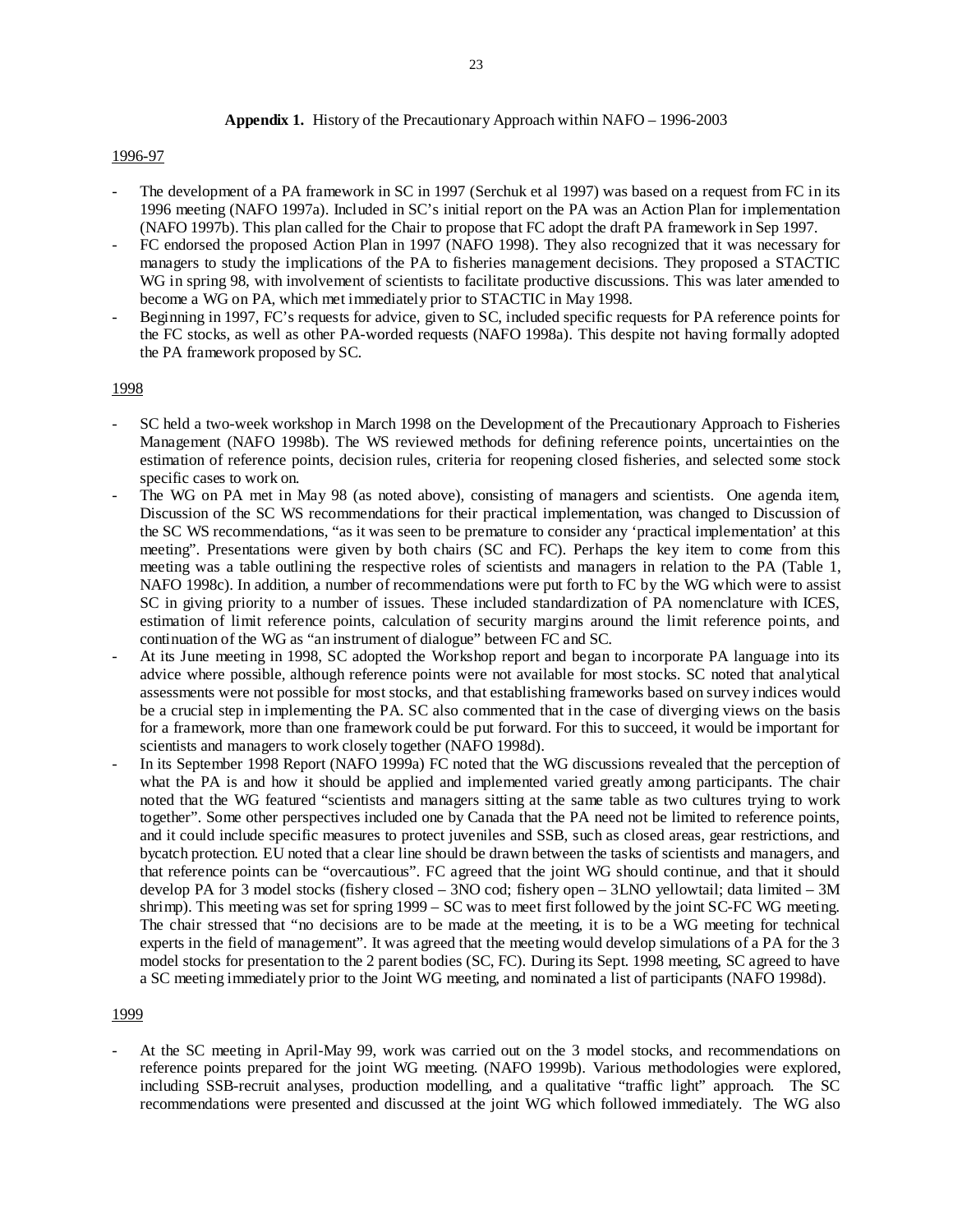**Appendix 1.** History of the Precautionary Approach within NAFO – 1996-2003

1996-97

- The development of a PA framework in SC in 1997 (Serchuk et al 1997) was based on a request from FC in its 1996 meeting (NAFO 1997a). Included in SC's initial report on the PA was an Action Plan for implementation (NAFO 1997b). This plan called for the Chair to propose that FC adopt the draft PA framework in Sep 1997.
- FC endorsed the proposed Action Plan in 1997 (NAFO 1998). They also recognized that it was necessary for managers to study the implications of the PA to fisheries management decisions. They proposed a STACTIC WG in spring 98, with involvement of scientists to facilitate productive discussions. This was later amended to become a WG on PA, which met immediately prior to STACTIC in May 1998.
- Beginning in 1997, FC's requests for advice, given to SC, included specific requests for PA reference points for the FC stocks, as well as other PA-worded requests (NAFO 1998a). This despite not having formally adopted the PA framework proposed by SC.

1998

- SC held a two-week workshop in March 1998 on the Development of the Precautionary Approach to Fisheries Management (NAFO 1998b). The WS reviewed methods for defining reference points, uncertainties on the estimation of reference points, decision rules, criteria for reopening closed fisheries, and selected some stock specific cases to work on.
- The WG on PA met in May 98 (as noted above), consisting of managers and scientists. One agenda item, Discussion of the SC WS recommendations for their practical implementation, was changed to Discussion of the SC WS recommendations, "as it was seen to be premature to consider any 'practical implementation' at this meeting". Presentations were given by both chairs (SC and FC). Perhaps the key item to come from this meeting was a table outlining the respective roles of scientists and managers in relation to the PA (Table 1, NAFO 1998c). In addition, a number of recommendations were put forth to FC by the WG which were to assist SC in giving priority to a number of issues. These included standardization of PA nomenclature with ICES, estimation of limit reference points, calculation of security margins around the limit reference points, and continuation of the WG as "an instrument of dialogue" between FC and SC.
- At its June meeting in 1998, SC adopted the Workshop report and began to incorporate PA language into its advice where possible, although reference points were not available for most stocks. SC noted that analytical assessments were not possible for most stocks, and that establishing frameworks based on survey indices would be a crucial step in implementing the PA. SC also commented that in the case of diverging views on the basis for a framework, more than one framework could be put forward. For this to succeed, it would be important for scientists and managers to work closely together (NAFO 1998d).
- In its September 1998 Report (NAFO 1999a) FC noted that the WG discussions revealed that the perception of what the PA is and how it should be applied and implemented varied greatly among participants. The chair noted that the WG featured "scientists and managers sitting at the same table as two cultures trying to work together". Some other perspectives included one by Canada that the PA need not be limited to reference points, and it could include specific measures to protect juveniles and SSB, such as closed areas, gear restrictions, and bycatch protection. EU noted that a clear line should be drawn between the tasks of scientists and managers, and that reference points can be "overcautious". FC agreed that the joint WG should continue, and that it should develop PA for 3 model stocks (fishery closed – 3NO cod; fishery open – 3LNO yellowtail; data limited – 3M shrimp). This meeting was set for spring 1999 – SC was to meet first followed by the joint SC-FC WG meeting. The chair stressed that "no decisions are to be made at the meeting, it is to be a WG meeting for technical experts in the field of management". It was agreed that the meeting would develop simulations of a PA for the 3 model stocks for presentation to the 2 parent bodies (SC, FC). During its Sept. 1998 meeting, SC agreed to have a SC meeting immediately prior to the Joint WG meeting, and nominated a list of participants (NAFO 1998d).

1999

- At the SC meeting in April-May 99, work was carried out on the 3 model stocks, and recommendations on reference points prepared for the joint WG meeting. (NAFO 1999b). Various methodologies were explored, including SSB-recruit analyses, production modelling, and a qualitative "traffic light" approach. The SC recommendations were presented and discussed at the joint WG which followed immediately. The WG also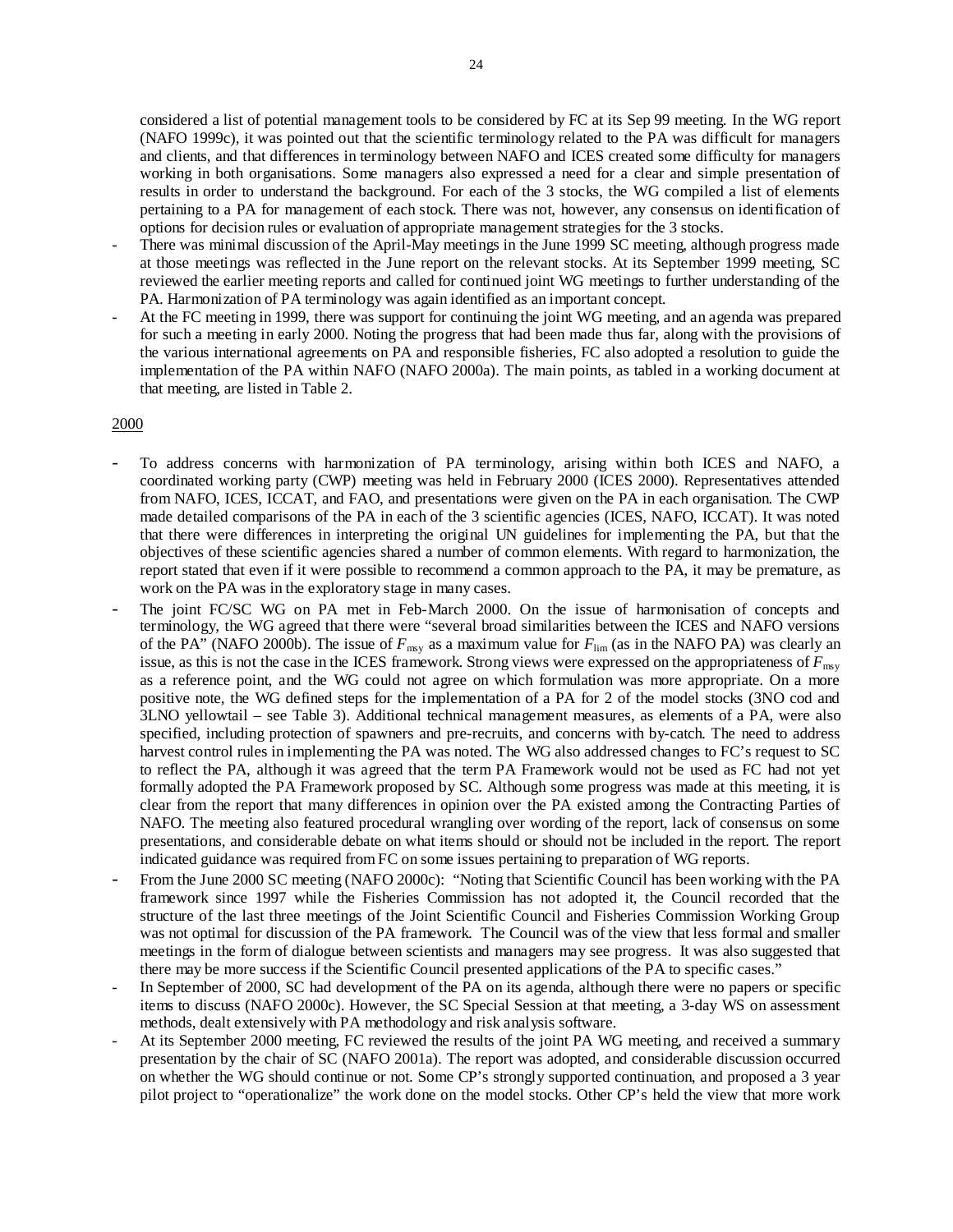considered a list of potential management tools to be considered by FC at its Sep 99 meeting. In the WG report (NAFO 1999c), it was pointed out that the scientific terminology related to the PA was difficult for managers and clients, and that differences in terminology between NAFO and ICES created some difficulty for managers working in both organisations. Some managers also expressed a need for a clear and simple presentation of results in order to understand the background. For each of the 3 stocks, the WG compiled a list of elements pertaining to a PA for management of each stock. There was not, however, any consensus on identification of options for decision rules or evaluation of appropriate management strategies for the 3 stocks.

- There was minimal discussion of the April-May meetings in the June 1999 SC meeting, although progress made at those meetings was reflected in the June report on the relevant stocks. At its September 1999 meeting, SC reviewed the earlier meeting reports and called for continued joint WG meetings to further understanding of the PA. Harmonization of PA terminology was again identified as an important concept.
- At the FC meeting in 1999, there was support for continuing the joint WG meeting, and an agenda was prepared for such a meeting in early 2000. Noting the progress that had been made thus far, along with the provisions of the various international agreements on PA and responsible fisheries, FC also adopted a resolution to guide the implementation of the PA within NAFO (NAFO 2000a). The main points, as tabled in a working document at that meeting, are listed in Table 2.

2000

- To address concerns with harmonization of PA terminology, arising within both ICES and NAFO, a coordinated working party (CWP) meeting was held in February 2000 (ICES 2000). Representatives attended from NAFO, ICES, ICCAT, and FAO, and presentations were given on the PA in each organisation. The CWP made detailed comparisons of the PA in each of the 3 scientific agencies (ICES, NAFO, ICCAT). It was noted that there were differences in interpreting the original UN guidelines for implementing the PA, but that the objectives of these scientific agencies shared a number of common elements. With regard to harmonization, the report stated that even if it were possible to recommend a common approach to the PA, it may be premature, as work on the PA was in the exploratory stage in many cases.
- The joint FC/SC WG on PA met in Feb-March 2000. On the issue of harmonisation of concepts and terminology, the WG agreed that there were "several broad similarities between the ICES and NAFO versions of the PA" (NAFO 2000b). The issue of $F_{msy}$ as a maximum value for $F_{lim}$ (as in the NAFO PA) was clearly an issue, as this is not the case in the ICES framework. Strong views were expressed on the appropriateness of $F_{msy}$ as a reference point, and the WG could not agree on which formulation was more appropriate. On a more positive note, the WG defined steps for the implementation of a PA for 2 of the model stocks (3NO cod and 3LNO yellowtail – see Table 3). Additional technical management measures, as elements of a PA, were also specified, including protection of spawners and pre-recruits, and concerns with by-catch. The need to address harvest control rules in implementing the PA was noted. The WG also addressed changes to FC's request to SC to reflect the PA, although it was agreed that the term PA Framework would not be used as FC had not yet formally adopted the PA Framework proposed by SC. Although some progress was made at this meeting, it is clear from the report that many differences in opinion over the PA existed among the Contracting Parties of NAFO. The meeting also featured procedural wrangling over wording of the report, lack of consensus on some presentations, and considerable debate on what items should or should not be included in the report. The report indicated guidance was required from FC on some issues pertaining to preparation of WG reports.
- From the June 2000 SC meeting (NAFO 2000c): "Noting that Scientific Council has been working with the PA framework since 1997 while the Fisheries Commission has not adopted it, the Council recorded that the structure of the last three meetings of the Joint Scientific Council and Fisheries Commission Working Group was not optimal for discussion of the PA framework. The Council was of the view that less formal and smaller meetings in the form of dialogue between scientists and managers may see progress. It was also suggested that there may be more success if the Scientific Council presented applications of the PA to specific cases."
- In September of 2000, SC had development of the PA on its agenda, although there were no papers or specific items to discuss (NAFO 2000c). However, the SC Special Session at that meeting, a 3-day WS on assessment methods, dealt extensively with PA methodology and risk analysis software.
- At its September 2000 meeting, FC reviewed the results of the joint PA WG meeting, and received a summary presentation by the chair of SC (NAFO 2001a). The report was adopted, and considerable discussion occurred on whether the WG should continue or not. Some CP's strongly supported continuation, and proposed a 3 year pilot project to "operationalize" the work done on the model stocks. Other CP's held the view that more work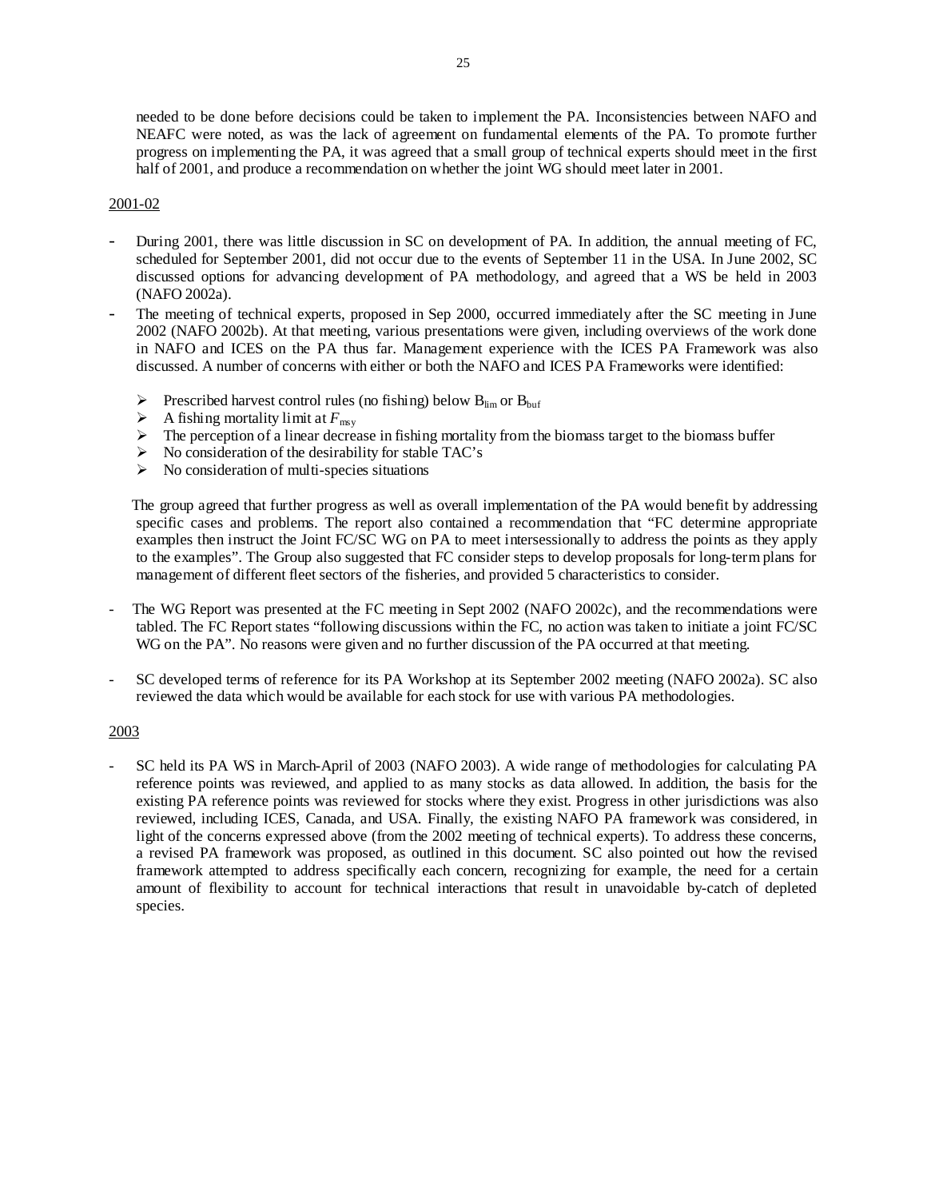needed to be done before decisions could be taken to implement the PA. Inconsistencies between NAFO and NEAFC were noted, as was the lack of agreement on fundamental elements of the PA. To promote further progress on implementing the PA, it was agreed that a small group of technical experts should meet in the first half of 2001, and produce a recommendation on whether the joint WG should meet later in 2001.

<u>2001-02</u>

- During 2001, there was little discussion in SC on development of PA. In addition, the annual meeting of FC, scheduled for September 2001, did not occur due to the events of September 11 in the USA. In June 2002, SC discussed options for advancing development of PA methodology, and agreed that a WS be held in 2003 (NAFO 2002a).
- The meeting of technical experts, proposed in Sep 2000, occurred immediately after the SC meeting in June 2002 (NAFO 2002b). At that meeting, various presentations were given, including overviews of the work done in NAFO and ICES on the PA thus far. Management experience with the ICES PA Framework was also discussed. A number of concerns with either or both the NAFO and ICES PA Frameworks were identified:

  - Prescribed harvest control rules (no fishing) below $B_{lim}$ or $B_{buf}$
  - A fishing mortality limit at $F_{msy}$
  - The perception of a linear decrease in fishing mortality from the biomass target to the biomass buffer
  - No consideration of the desirability for stable TAC's
  - No consideration of multi-species situations

  The group agreed that further progress as well as overall implementation of the PA would benefit by addressing specific cases and problems. The report also contained a recommendation that "FC determine appropriate examples then instruct the Joint FC/SC WG on PA to meet intersessionally to address the points as they apply to the examples". The Group also suggested that FC consider steps to develop proposals for long-term plans for management of different fleet sectors of the fisheries, and provided 5 characteristics to consider.

- The WG Report was presented at the FC meeting in Sept 2002 (NAFO 2002c), and the recommendations were tabled. The FC Report states "following discussions within the FC, no action was taken to initiate a joint FC/SC WG on the PA". No reasons were given and no further discussion of the PA occurred at that meeting.

- SC developed terms of reference for its PA Workshop at its September 2002 meeting (NAFO 2002a). SC also reviewed the data which would be available for each stock for use with various PA methodologies.

<u>2003</u>

- SC held its PA WS in March-April of 2003 (NAFO 2003). A wide range of methodologies for calculating PA reference points was reviewed, and applied to as many stocks as data allowed. In addition, the basis for the existing PA reference points was reviewed for stocks where they exist. Progress in other jurisdictions was also reviewed, including ICES, Canada, and USA. Finally, the existing NAFO PA framework was considered, in light of the concerns expressed above (from the 2002 meeting of technical experts). To address these concerns, a revised PA framework was proposed, as outlined in this document. SC also pointed out how the revised framework attempted to address specifically each concern, recognizing for example, the need for a certain amount of flexibility to account for technical interactions that result in unavoidable by-catch of depleted species.